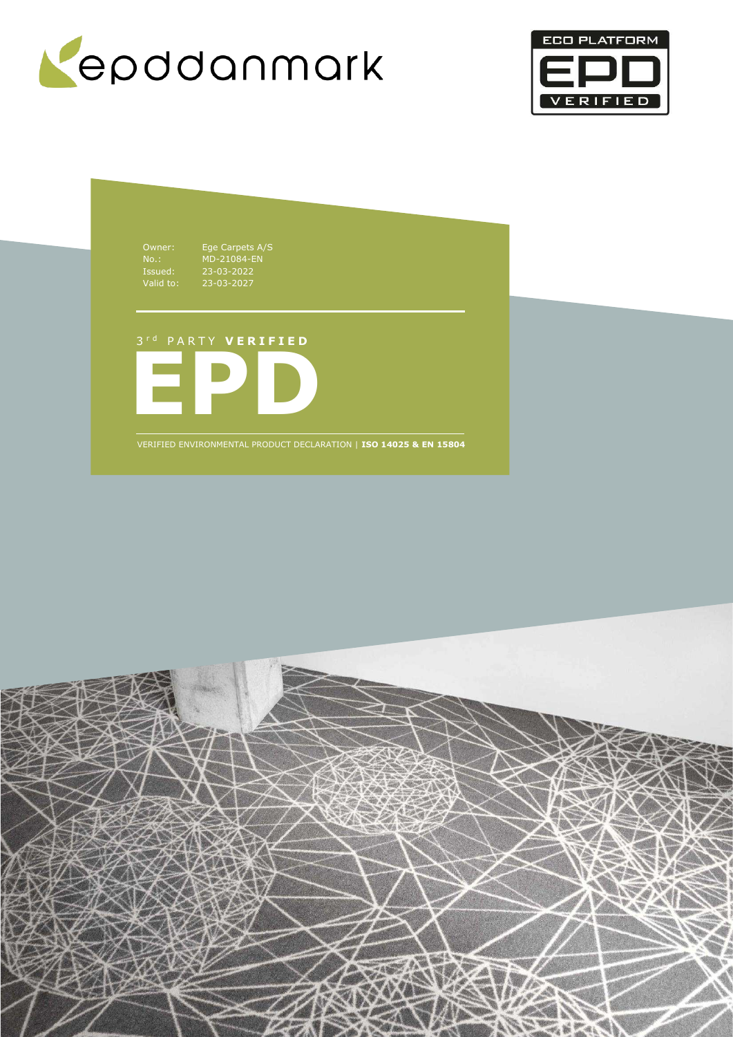epddanmark

ECO PLATFORM EPD VERIFIED

Owner: Ege Carpets A/S
No.: MD-21084-EN
Issued: 23-03-2022
Valid to: 23-03-2027

3rd PARTY **VERIFIED**

# EPD

VERIFIED ENVIRONMENTAL PRODUCT DECLARATION | **ISO 14025 & EN 15804**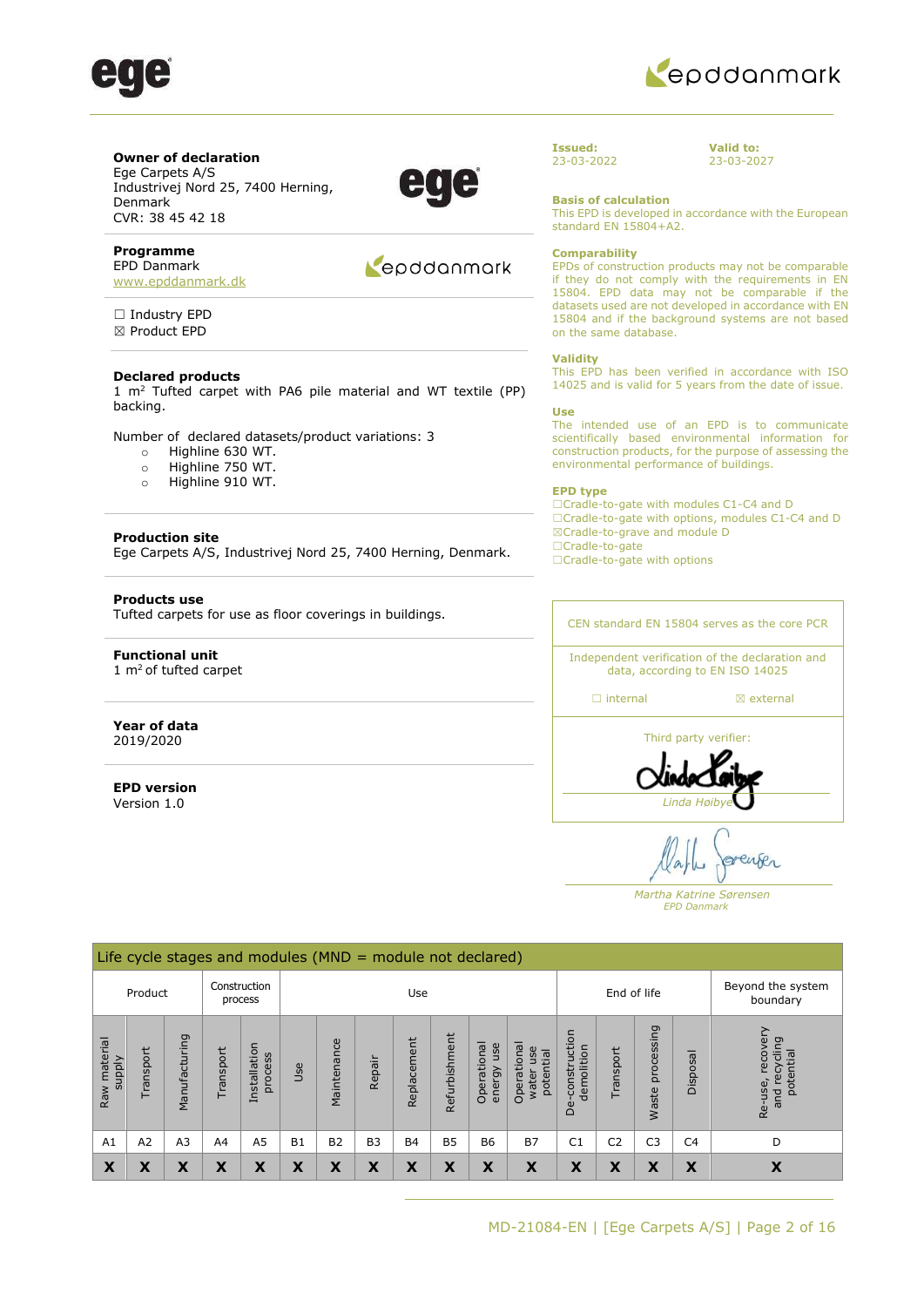**Owner of declaration**
Ege Carpets A/S
Industrivej Nord 25, 7400 Herning, Denmark
CVR: 38 45 42 18

**Programme**
EPD Danmark
www.epddanmark.dk

☐ Industry EPD
☒ Product EPD

**Declared products**
1 $m^2$ Tufted carpet with PA6 pile material and WT textile (PP) backing.

Number of declared datasets/product variations: 3

- Highline 630 WT.
- Highline 750 WT.
- Highline 910 WT.

**Production site**
Ege Carpets A/S, Industrivej Nord 25, 7400 Herning, Denmark.

**Products use**
Tufted carpets for use as floor coverings in buildings.

**Functional unit**
1 $m^2$ of tufted carpet

**Year of data**
2019/2020

**EPD version**
Version 1.0

**Issued:**
23-03-2022

**Valid to:**
23-03-2027

**Basis of calculation**
This EPD is developed in accordance with the European standard EN 15804+A2.

**Comparability**
EPDs of construction products may not be comparable if they do not comply with the requirements in EN 15804. EPD data may not be comparable if the datasets used are not developed in accordance with EN 15804 and if the background systems are not based on the same database.

**Validity**
This EPD has been verified in accordance with ISO 14025 and is valid for 5 years from the date of issue.

**Use**
The intended use of an EPD is to communicate scientifically based environmental information for construction products, for the purpose of assessing the environmental performance of buildings.

**EPD type**
☐Cradle-to-gate with modules C1-C4 and D
☐Cradle-to-gate with options, modules C1-C4 and D
☒Cradle-to-grave and module D
☐Cradle-to-gate
☐Cradle-to-gate with options

CEN standard EN 15804 serves as the core PCR

Independent verification of the declaration and data, according to EN ISO 14025

☐ internal ☒ external

Third party verifier:

*Linda Høibye*

*Martha Katrine Sørensen*
*EPD Danmark*

| Life cycle stages and modules (MND = module not declared) | | | | | | | | | | | | | | | | |
|---|---|---|---|---|---|---|---|---|---|---|---|---|---|---|---|---|
| Product | | | Construction process | | Use | | | | | | | End of life | | | | Beyond the system boundary |
| Raw material supply | Transport | Manufacturing | Transport | Installation process | Use | Maintenance | Repair | Replacement | Refurbishment | Operational energy use | Operational water use potential | De-construction demolition | Transport | Waste processing | Disposal | Re-use, recovery and recycling potential |
| A1 | A2 | A3 | A4 | A5 | B1 | B2 | B3 | B4 | B5 | B6 | B7 | C1 | C2 | C3 | C4 | D |
| X | X | X | X | X | X | X | X | X | X | X | X | X | X | X | X | X |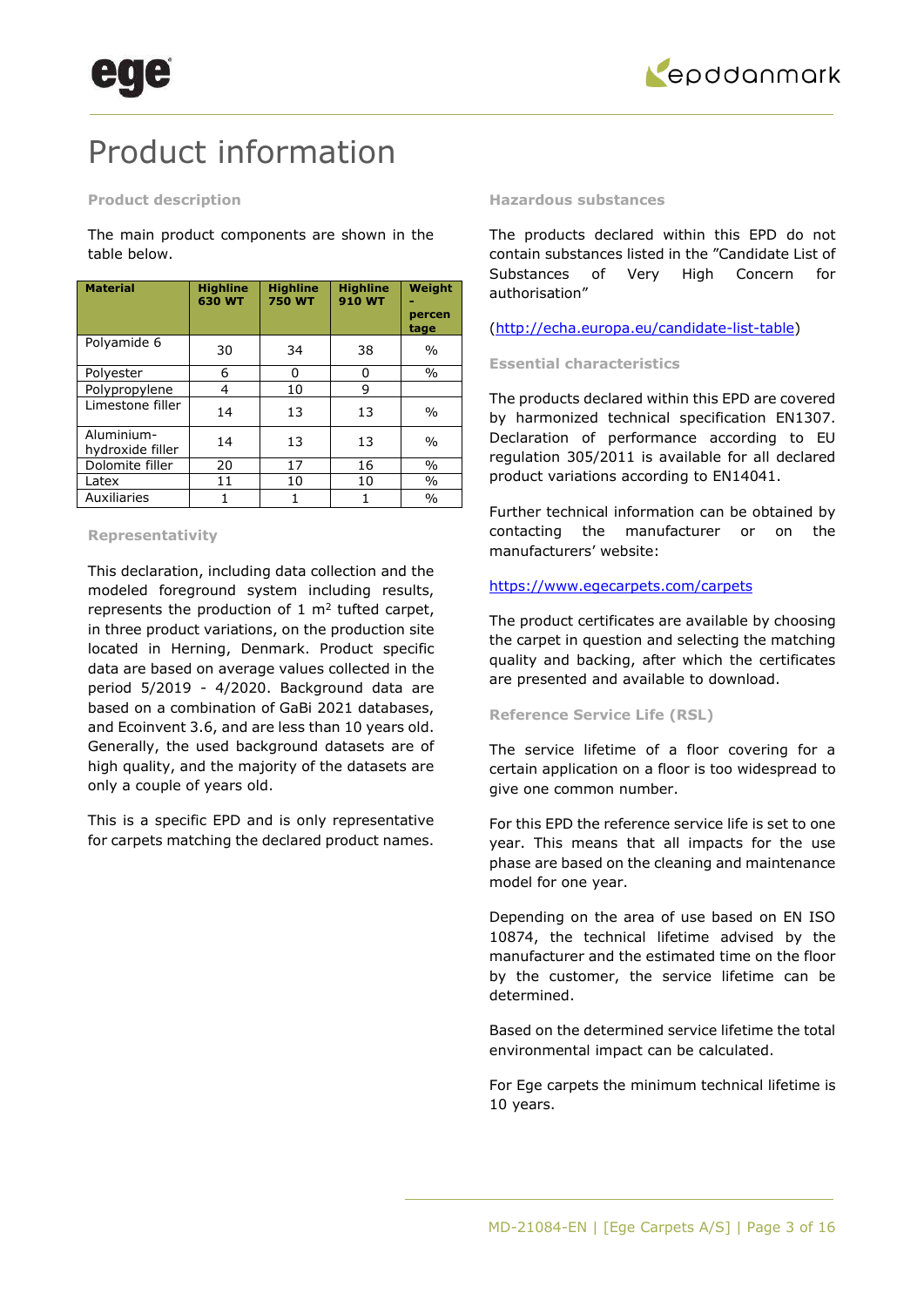# Product information

### Product description

The main product components are shown in the table below.

| Material | Highline 630 WT | Highline 750 WT | Highline 910 WT | Weight - percentage |
|---|---|---|---|---|
| Polyamide 6 | 30 | 34 | 38 | % |
| Polyester | 6 | 0 | 0 | % |
| Polypropylene | 4 | 10 | 9 | |
| Limestone filler | 14 | 13 | 13 | % |
| Aluminium-hydroxide filler | 14 | 13 | 13 | % |
| Dolomite filler | 20 | 17 | 16 | % |
| Latex | 11 | 10 | 10 | % |
| Auxiliaries | 1 | 1 | 1 | % |

### Representativity

This declaration, including data collection and the modeled foreground system including results, represents the production of 1 m² tufted carpet, in three product variations, on the production site located in Herning, Denmark. Product specific data are based on average values collected in the period 5/2019 - 4/2020. Background data are based on a combination of GaBi 2021 databases, and Ecoinvent 3.6, and are less than 10 years old. Generally, the used background datasets are of high quality, and the majority of the datasets are only a couple of years old.

This is a specific EPD and is only representative for carpets matching the declared product names.

### Hazardous substances

The products declared within this EPD do not contain substances listed in the "Candidate List of Substances of Very High Concern for authorisation"

(http://echa.europa.eu/candidate-list-table)

### Essential characteristics

The products declared within this EPD are covered by harmonized technical specification EN1307. Declaration of performance according to EU regulation 305/2011 is available for all declared product variations according to EN14041.

Further technical information can be obtained by contacting the manufacturer or on the manufacturers' website:

https://www.egecarpets.com/carpets

The product certificates are available by choosing the carpet in question and selecting the matching quality and backing, after which the certificates are presented and available to download.

### Reference Service Life (RSL)

The service lifetime of a floor covering for a certain application on a floor is too widespread to give one common number.

For this EPD the reference service life is set to one year. This means that all impacts for the use phase are based on the cleaning and maintenance model for one year.

Depending on the area of use based on EN ISO 10874, the technical lifetime advised by the manufacturer and the estimated time on the floor by the customer, the service lifetime can be determined.

Based on the determined service lifetime the total environmental impact can be calculated.

For Ege carpets the minimum technical lifetime is 10 years.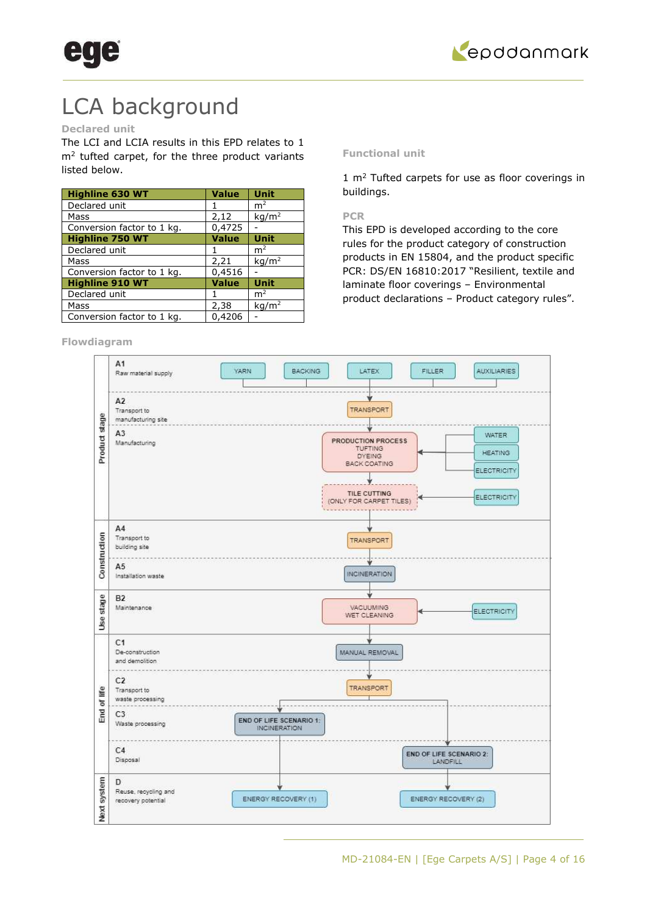# LCA background

### Declared unit

The LCI and LCIA results in this EPD relates to 1 $m^2$ tufted carpet, for the three product variants listed below.

| Highline 630 WT | Value | Unit |
|---|---|---|
| Declared unit | 1 | $m^2$ |
| Mass | 2,12 | $kg/m^2$ |
| Conversion factor to 1 kg. | 0,4725 | - |
| **Highline 750 WT** | **Value** | **Unit** |
| Declared unit | 1 | $m^2$ |
| Mass | 2,21 | $kg/m^2$ |
| Conversion factor to 1 kg. | 0,4516 | - |
| **Highline 910 WT** | **Value** | **Unit** |
| Declared unit | 1 | $m^2$ |
| Mass | 2,38 | $kg/m^2$ |
| Conversion factor to 1 kg. | 0,4206 | - |

### Functional unit

1 $m^2$ Tufted carpets for use as floor coverings in buildings.

### PCR

This EPD is developed according to the core rules for the product category of construction products in EN 15804, and the product specific PCR: DS/EN 16810:2017 "Resilient, textile and laminate floor coverings – Environmental product declarations – Product category rules".

### Flowdiagram

**Product stage**

- A1 Raw material supply: YARN, BACKING, LATEX, FILLER, AUXILIARIES
- A2 Transport to manufacturing site: TRANSPORT
- A3 Manufacturing: PRODUCTION PROCESS (TUFTING, DYEING, BACK COATING) ← WATER, HEATING, ELECTRICITY; TILE CUTTING (ONLY FOR CARPET TILES) ← ELECTRICITY

**Construction**

- A4 Transport to building site: TRANSPORT
- A5 Installation waste: INCINERATION

**Use stage**

- B2 Maintenance: VACUUMING, WET CLEANING ← ELECTRICITY

**End of life**

- C1 De-construction and demolition: MANUAL REMOVAL
- C2 Transport to waste processing: TRANSPORT
- C3 Waste processing: END OF LIFE SCENARIO 1: INCINERATION
- C4 Disposal: END OF LIFE SCENARIO 2: LANDFILL

**Next system**

- D Reuse, recycling and recovery potential: ENERGY RECOVERY (1), ENERGY RECOVERY (2)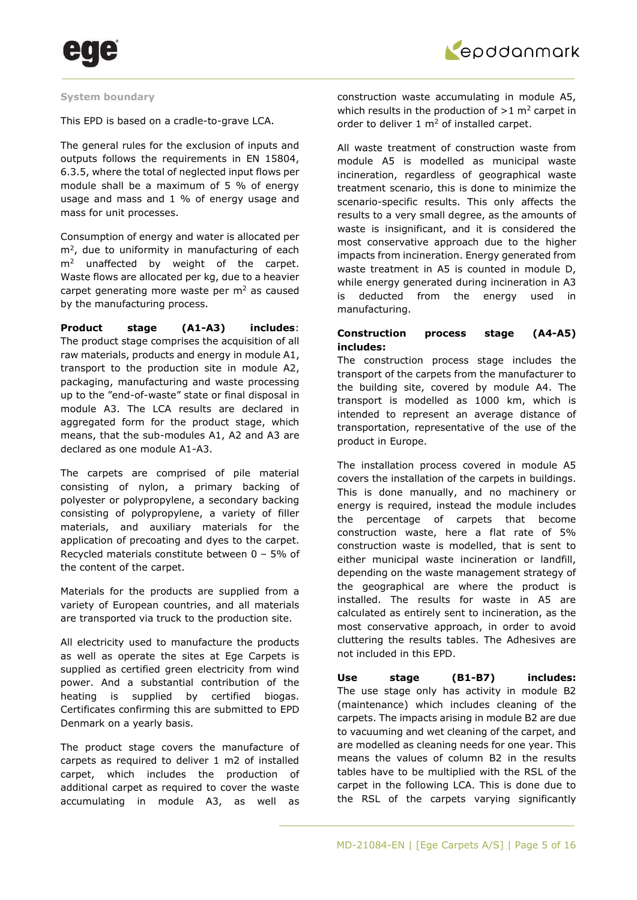### System boundary

This EPD is based on a cradle-to-grave LCA.

The general rules for the exclusion of inputs and outputs follows the requirements in EN 15804, 6.3.5, where the total of neglected input flows per module shall be a maximum of 5 % of energy usage and mass and 1 % of energy usage and mass for unit processes.

Consumption of energy and water is allocated per $m^2$, due to uniformity in manufacturing of each $m^2$ unaffected by weight of the carpet. Waste flows are allocated per kg, due to a heavier carpet generating more waste per $m^2$ as caused by the manufacturing process.

**Product stage (A1-A3) includes**: The product stage comprises the acquisition of all raw materials, products and energy in module A1, transport to the production site in module A2, packaging, manufacturing and waste processing up to the "end-of-waste" state or final disposal in module A3. The LCA results are declared in aggregated form for the product stage, which means, that the sub-modules A1, A2 and A3 are declared as one module A1-A3.

The carpets are comprised of pile material consisting of nylon, a primary backing of polyester or polypropylene, a secondary backing consisting of polypropylene, a variety of filler materials, and auxiliary materials for the application of precoating and dyes to the carpet. Recycled materials constitute between 0 – 5% of the content of the carpet.

Materials for the products are supplied from a variety of European countries, and all materials are transported via truck to the production site.

All electricity used to manufacture the products as well as operate the sites at Ege Carpets is supplied as certified green electricity from wind power. And a substantial contribution of the heating is supplied by certified biogas. Certificates confirming this are submitted to EPD Denmark on a yearly basis.

The product stage covers the manufacture of carpets as required to deliver 1 m2 of installed carpet, which includes the production of additional carpet as required to cover the waste accumulating in module A3, as well as construction waste accumulating in module A5, which results in the production of >1 $m^2$ carpet in order to deliver 1 $m^2$ of installed carpet.

All waste treatment of construction waste from module A5 is modelled as municipal waste incineration, regardless of geographical waste treatment scenario, this is done to minimize the scenario-specific results. This only affects the results to a very small degree, as the amounts of waste is insignificant, and it is considered the most conservative approach due to the higher impacts from incineration. Energy generated from waste treatment in A5 is counted in module D, while energy generated during incineration in A3 is deducted from the energy used in manufacturing.

**Construction process stage (A4-A5) includes:**
The construction process stage includes the transport of the carpets from the manufacturer to the building site, covered by module A4. The transport is modelled as 1000 km, which is intended to represent an average distance of transportation, representative of the use of the product in Europe.

The installation process covered in module A5 covers the installation of the carpets in buildings. This is done manually, and no machinery or energy is required, instead the module includes the percentage of carpets that become construction waste, here a flat rate of 5% construction waste is modelled, that is sent to either municipal waste incineration or landfill, depending on the waste management strategy of the geographical are where the product is installed. The results for waste in A5 are calculated as entirely sent to incineration, as the most conservative approach, in order to avoid cluttering the results tables. The Adhesives are not included in this EPD.

**Use stage (B1-B7) includes:**
The use stage only has activity in module B2 (maintenance) which includes cleaning of the carpets. The impacts arising in module B2 are due to vacuuming and wet cleaning of the carpet, and are modelled as cleaning needs for one year. This means the values of column B2 in the results tables have to be multiplied with the RSL of the carpet in the following LCA. This is done due to the RSL of the carpets varying significantly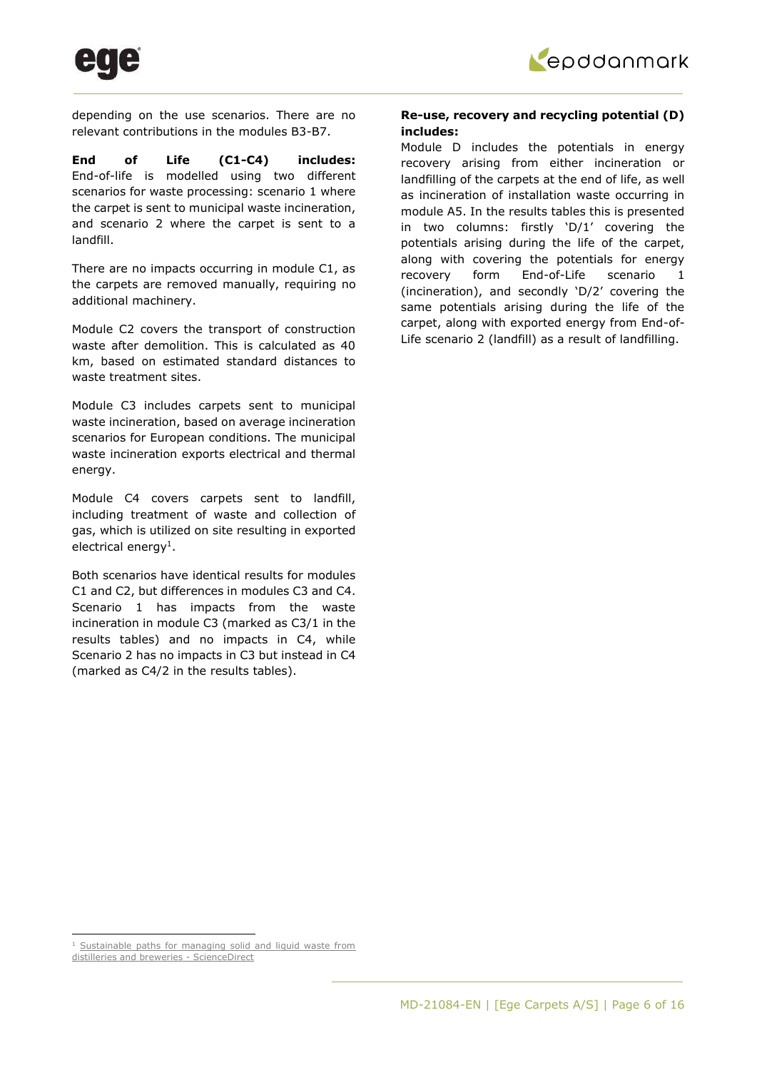depending on the use scenarios. There are no relevant contributions in the modules B3-B7.

**End of Life (C1-C4) includes:** End-of-life is modelled using two different scenarios for waste processing: scenario 1 where the carpet is sent to municipal waste incineration, and scenario 2 where the carpet is sent to a landfill.

There are no impacts occurring in module C1, as the carpets are removed manually, requiring no additional machinery.

Module C2 covers the transport of construction waste after demolition. This is calculated as 40 km, based on estimated standard distances to waste treatment sites.

Module C3 includes carpets sent to municipal waste incineration, based on average incineration scenarios for European conditions. The municipal waste incineration exports electrical and thermal energy.

Module C4 covers carpets sent to landfill, including treatment of waste and collection of gas, which is utilized on site resulting in exported electrical energy[1].

Both scenarios have identical results for modules C1 and C2, but differences in modules C3 and C4. Scenario 1 has impacts from the waste incineration in module C3 (marked as C3/1 in the results tables) and no impacts in C4, while Scenario 2 has no impacts in C3 but instead in C4 (marked as C4/2 in the results tables).

**Re-use, recovery and recycling potential (D) includes:**
Module D includes the potentials in energy recovery arising from either incineration or landfilling of the carpets at the end of life, as well as incineration of installation waste occurring in module A5. In the results tables this is presented in two columns: firstly 'D/1' covering the potentials arising during the life of the carpet, along with covering the potentials for energy recovery form End-of-Life scenario 1 (incineration), and secondly 'D/2' covering the same potentials arising during the life of the carpet, along with exported energy from End-of-Life scenario 2 (landfill) as a result of landfilling.

---

[1] Sustainable paths for managing solid and liquid waste from distilleries and breweries - ScienceDirect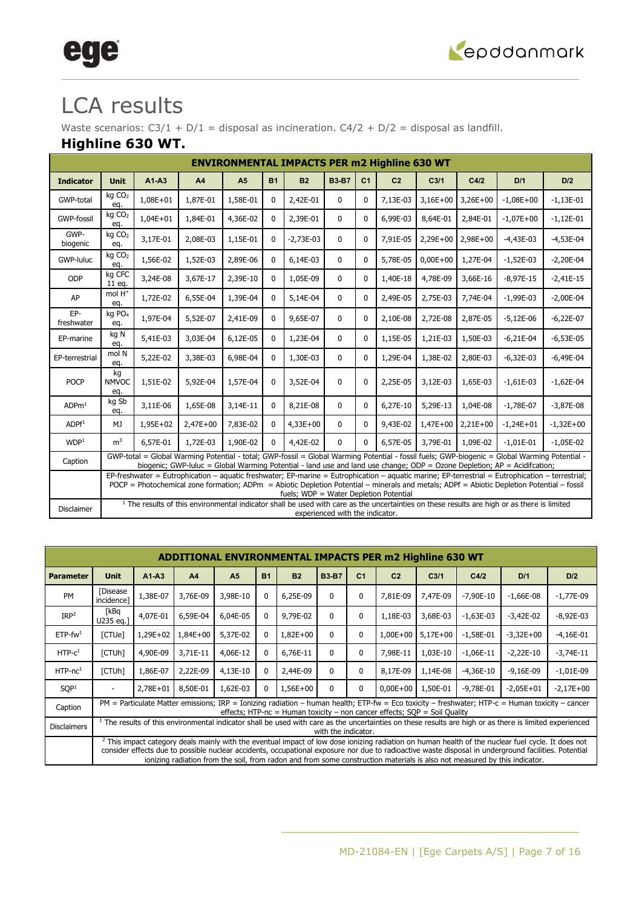# LCA results

Waste scenarios: C3/1 + D/1 = disposal as incineration. C4/2 + D/2 = disposal as landfill.

## Highline 630 WT.

| ENVIRONMENTAL IMPACTS PER m2 Highline 630 WT | | | | | | | | | | | | | |
|---|---|---|---|---|---|---|---|---|---|---|---|---|---|
| **Indicator** | **Unit** | **A1-A3** | **A4** | **A5** | **B1** | **B2** | **B3-B7** | **C1** | **C2** | **C3/1** | **C4/2** | **D/1** | **D/2** |
| GWP-total | kg $CO_2$ eq. | 1,08E+01 | 1,87E-01 | 1,58E-01 | 0 | 2,42E-01 | 0 | 0 | 7,13E-03 | 3,16E+00 | 3,26E+00 | -1,08E+00 | -1,13E-01 |
| GWP-fossil | kg $CO_2$ eq. | 1,04E+01 | 1,84E-01 | 4,36E-02 | 0 | 2,39E-01 | 0 | 0 | 6,99E-03 | 8,64E-01 | 2,84E-01 | -1,07E+00 | -1,12E-01 |
| GWP-biogenic | kg $CO_2$ eq. | 3,17E-01 | 2,08E-03 | 1,15E-01 | 0 | -2,73E-03 | 0 | 0 | 7,91E-05 | 2,29E+00 | 2,98E+00 | -4,43E-03 | -4,53E-04 |
| GWP-luluc | kg $CO_2$ eq. | 1,56E-02 | 1,52E-03 | 2,89E-06 | 0 | 6,14E-03 | 0 | 0 | 5,78E-05 | 0,00E+00 | 1,27E-04 | -1,52E-03 | -2,20E-04 |
| ODP | kg CFC 11 eq. | 3,24E-08 | 3,67E-17 | 2,39E-10 | 0 | 1,05E-09 | 0 | 0 | 1,40E-18 | 4,78E-09 | 3,66E-16 | -8,97E-15 | -2,41E-15 |
| AP | mol $H^+$ eq. | 1,72E-02 | 6,55E-04 | 1,39E-04 | 0 | 5,14E-04 | 0 | 0 | 2,49E-05 | 2,75E-03 | 7,74E-04 | -1,99E-03 | -2,00E-04 |
| EP-freshwater | kg $PO_4$ eq. | 1,97E-04 | 5,52E-07 | 2,41E-09 | 0 | 9,65E-07 | 0 | 0 | 2,10E-08 | 2,72E-08 | 2,87E-05 | -5,12E-06 | -6,22E-07 |
| EP-marine | kg N eq. | 5,41E-03 | 3,03E-04 | 6,12E-05 | 0 | 1,23E-04 | 0 | 0 | 1,15E-05 | 1,21E-03 | 1,50E-03 | -6,21E-04 | -6,53E-05 |
| EP-terrestrial | mol N eq. | 5,22E-02 | 3,38E-03 | 6,98E-04 | 0 | 1,30E-03 | 0 | 0 | 1,29E-04 | 1,38E-02 | 2,80E-03 | -6,32E-03 | -6,49E-04 |
| POCP | kg NMVOC eq. | 1,51E-02 | 5,92E-04 | 1,57E-04 | 0 | 3,52E-04 | 0 | 0 | 2,25E-05 | 3,12E-03 | 1,65E-03 | -1,61E-03 | -1,62E-04 |
| ADPm[1] | kg Sb eq. | 3,11E-06 | 1,65E-08 | 3,14E-11 | 0 | 8,21E-08 | 0 | 0 | 6,27E-10 | 5,29E-13 | 1,04E-08 | -1,78E-07 | -3,87E-08 |
| ADPf[1] | MJ | 1,95E+02 | 2,47E+00 | 7,83E-02 | 0 | 4,33E+00 | 0 | 0 | 9,43E-02 | 1,47E+00 | 2,21E+00 | -1,24E+01 | -1,32E+00 |
| WDP[1] | $m^3$ | 6,57E-01 | 1,72E-03 | 1,90E-02 | 0 | 4,42E-02 | 0 | 0 | 6,57E-05 | 3,79E-01 | 1,09E-02 | -1,01E-01 | -1,05E-02 |
| Caption | GWP-total = Global Warming Potential - total; GWP-fossil = Global Warming Potential - fossil fuels; GWP-biogenic = Global Warming Potential - biogenic; GWP-luluc = Global Warming Potential - land use and land use change; ODP = Ozone Depletion; AP = Acidifcation; | | | | | | | | | | | | |
| | EP-freshwater = Eutrophication – aquatic freshwater; EP-marine = Eutrophication – aquatic marine; EP-terrestrial = Eutrophication – terrestrial; POCP = Photochemical zone formation; ADPm = Abiotic Depletion Potential – minerals and metals; ADPf = Abiotic Depletion Potential – fossil fuels; WDP = Water Depletion Potential | | | | | | | | | | | | |
| Disclaimer | [1] The results of this environmental indicator shall be used with care as the uncertainties on these results are high or as there is limited experienced with the indicator. | | | | | | | | | | | | |

| ADDITIONAL ENVIRONMENTAL IMPACTS PER m2 Highline 630 WT | | | | | | | | | | | | | |
|---|---|---|---|---|---|---|---|---|---|---|---|---|---|
| **Parameter** | **Unit** | **A1-A3** | **A4** | **A5** | **B1** | **B2** | **B3-B7** | **C1** | **C2** | **C3/1** | **C4/2** | **D/1** | **D/2** |
| PM | [Disease incidence] | 1,38E-07 | 3,76E-09 | 3,98E-10 | 0 | 6,25E-09 | 0 | 0 | 7,81E-09 | 7,47E-09 | -7,90E-10 | -1,66E-08 | -1,77E-09 |
| IRP[2] | [kBq U235 eq.] | 4,07E-01 | 6,59E-04 | 6,04E-05 | 0 | 9,79E-02 | 0 | 0 | 1,18E-03 | 3,68E-03 | -1,63E-03 | -3,42E-02 | -8,92E-03 |
| ETP-fw[1] | [CTUe] | 1,29E+02 | 1,84E+00 | 5,37E-02 | 0 | 1,82E+00 | 0 | 0 | 1,00E+00 | 5,17E+00 | -1,58E-01 | -3,32E+00 | -4,16E-01 |
| HTP-c[1] | [CTUh] | 4,90E-09 | 3,71E-11 | 4,06E-12 | 0 | 6,76E-11 | 0 | 0 | 7,98E-11 | 1,03E-10 | -1,06E-11 | -2,22E-10 | -3,74E-11 |
| HTP-nc[1] | [CTUh] | 1,86E-07 | 2,22E-09 | 4,13E-10 | 0 | 2,44E-09 | 0 | 0 | 8,17E-09 | 1,14E-08 | -4,36E-10 | -9,16E-09 | -1,01E-09 |
| SQP[1] | - | 2,78E+01 | 8,50E-01 | 1,62E-03 | 0 | 1,56E+00 | 0 | 0 | 0,00E+00 | 1,50E-01 | -9,78E-01 | -2,05E+01 | -2,17E+00 |
| Caption | PM = Particulate Matter emissions; IRP = Ionizing radiation – human health; ETP-fw = Eco toxicity – freshwater; HTP-c = Human toxicity – cancer effects; HTP-nc = Human toxicity – non cancer effects; SQP = Soil Quality | | | | | | | | | | | | |
| Disclaimers | [1] The results of this environmental indicator shall be used with care as the uncertainties on these results are high or as there is limited experienced with the indicator. | | | | | | | | | | | | |
| | [2] This impact category deals mainly with the eventual impact of low dose ionizing radiation on human health of the nuclear fuel cycle. It does not consider effects due to possible nuclear accidents, occupational exposure nor due to radioactive waste disposal in underground facilities. Potential ionizing radiation from the soil, from radon and from some construction materials is also not measured by this indicator. | | | | | | | | | | | | |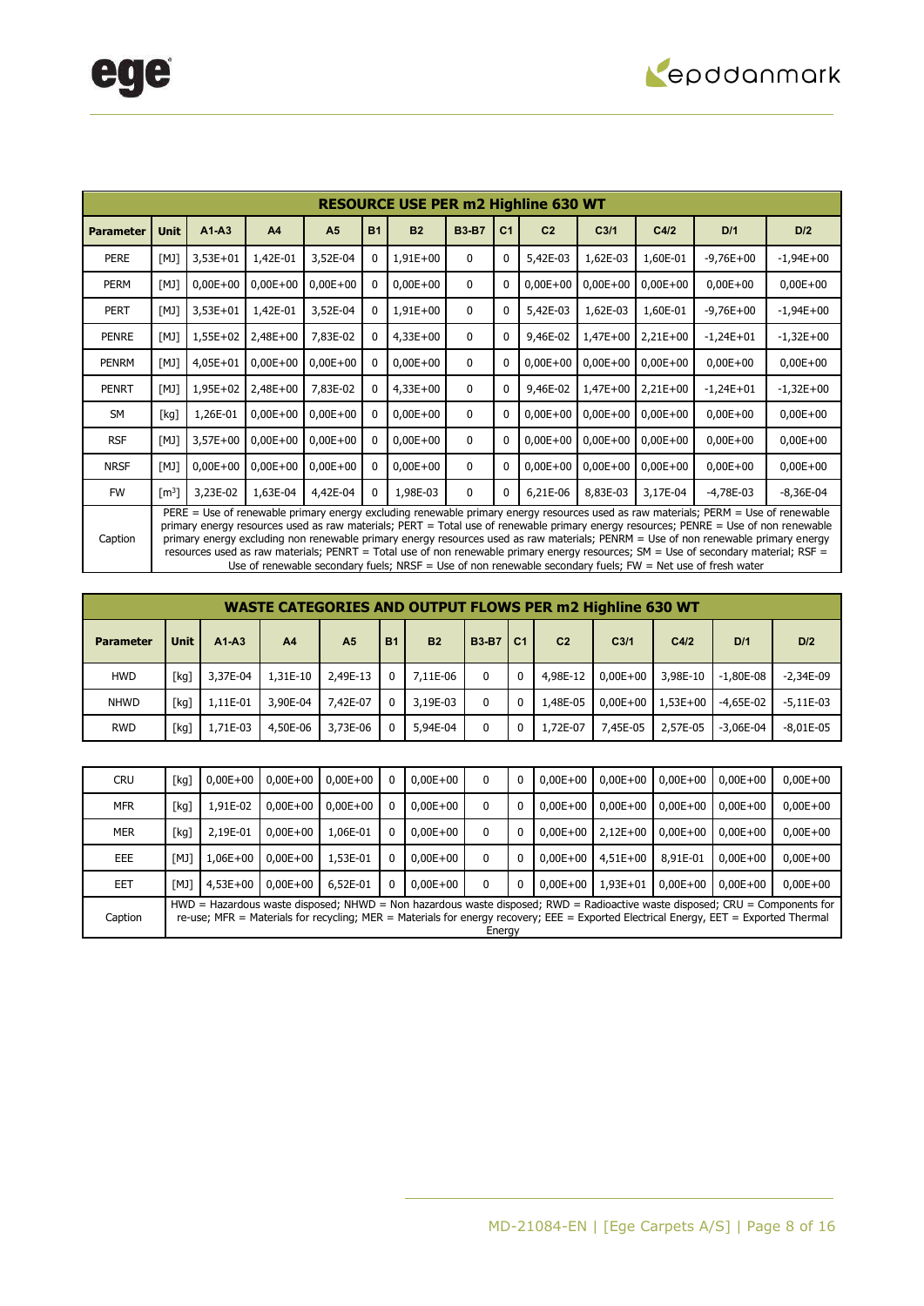| RESOURCE USE PER m2 Highline 630 WT | | | | | | | | | | | | | |
|---|---|---|---|---|---|---|---|---|---|---|---|---|---|
| **Parameter** | **Unit** | **A1-A3** | **A4** | **A5** | **B1** | **B2** | **B3-B7** | **C1** | **C2** | **C3/1** | **C4/2** | **D/1** | **D/2** |
| PERE | [MJ] | 3,53E+01 | 1,42E-01 | 3,52E-04 | 0 | 1,91E+00 | 0 | 0 | 5,42E-03 | 1,62E-03 | 1,60E-01 | -9,76E+00 | -1,94E+00 |
| PERM | [MJ] | 0,00E+00 | 0,00E+00 | 0,00E+00 | 0 | 0,00E+00 | 0 | 0 | 0,00E+00 | 0,00E+00 | 0,00E+00 | 0,00E+00 | 0,00E+00 |
| PERT | [MJ] | 3,53E+01 | 1,42E-01 | 3,52E-04 | 0 | 1,91E+00 | 0 | 0 | 5,42E-03 | 1,62E-03 | 1,60E-01 | -9,76E+00 | -1,94E+00 |
| PENRE | [MJ] | 1,55E+02 | 2,48E+00 | 7,83E-02 | 0 | 4,33E+00 | 0 | 0 | 9,46E-02 | 1,47E+00 | 2,21E+00 | -1,24E+01 | -1,32E+00 |
| PENRM | [MJ] | 4,05E+01 | 0,00E+00 | 0,00E+00 | 0 | 0,00E+00 | 0 | 0 | 0,00E+00 | 0,00E+00 | 0,00E+00 | 0,00E+00 | 0,00E+00 |
| PENRT | [MJ] | 1,95E+02 | 2,48E+00 | 7,83E-02 | 0 | 4,33E+00 | 0 | 0 | 9,46E-02 | 1,47E+00 | 2,21E+00 | -1,24E+01 | -1,32E+00 |
| SM | [kg] | 1,26E-01 | 0,00E+00 | 0,00E+00 | 0 | 0,00E+00 | 0 | 0 | 0,00E+00 | 0,00E+00 | 0,00E+00 | 0,00E+00 | 0,00E+00 |
| RSF | [MJ] | 3,57E+00 | 0,00E+00 | 0,00E+00 | 0 | 0,00E+00 | 0 | 0 | 0,00E+00 | 0,00E+00 | 0,00E+00 | 0,00E+00 | 0,00E+00 |
| NRSF | [MJ] | 0,00E+00 | 0,00E+00 | 0,00E+00 | 0 | 0,00E+00 | 0 | 0 | 0,00E+00 | 0,00E+00 | 0,00E+00 | 0,00E+00 | 0,00E+00 |
| FW | [m³] | 3,23E-02 | 1,63E-04 | 4,42E-04 | 0 | 1,98E-03 | 0 | 0 | 6,21E-06 | 8,83E-03 | 3,17E-04 | -4,78E-03 | -8,36E-04 |
| Caption | PERE = Use of renewable primary energy excluding renewable primary energy resources used as raw materials; PERM = Use of renewable primary energy resources used as raw materials; PERT = Total use of renewable primary energy resources; PENRE = Use of non renewable primary energy excluding non renewable primary energy resources used as raw materials; PENRM = Use of non renewable primary energy resources used as raw materials; PENRT = Total use of non renewable primary energy resources; SM = Use of secondary material; RSF = Use of renewable secondary fuels; NRSF = Use of non renewable secondary fuels; FW = Net use of fresh water | | | | | | | | | | | | |

| WASTE CATEGORIES AND OUTPUT FLOWS PER m2 Highline 630 WT | | | | | | | | | | | | | |
|---|---|---|---|---|---|---|---|---|---|---|---|---|---|
| **Parameter** | **Unit** | **A1-A3** | **A4** | **A5** | **B1** | **B2** | **B3-B7** | **C1** | **C2** | **C3/1** | **C4/2** | **D/1** | **D/2** |
| HWD | [kg] | 3,37E-04 | 1,31E-10 | 2,49E-13 | 0 | 7,11E-06 | 0 | 0 | 4,98E-12 | 0,00E+00 | 3,98E-10 | -1,80E-08 | -2,34E-09 |
| NHWD | [kg] | 1,11E-01 | 3,90E-04 | 7,42E-07 | 0 | 3,19E-03 | 0 | 0 | 1,48E-05 | 0,00E+00 | 1,53E+00 | -4,65E-02 | -5,11E-03 |
| RWD | [kg] | 1,71E-03 | 4,50E-06 | 3,73E-06 | 0 | 5,94E-04 | 0 | 0 | 1,72E-07 | 7,45E-05 | 2,57E-05 | -3,06E-04 | -8,01E-05 |
| CRU | [kg] | 0,00E+00 | 0,00E+00 | 0,00E+00 | 0 | 0,00E+00 | 0 | 0 | 0,00E+00 | 0,00E+00 | 0,00E+00 | 0,00E+00 | 0,00E+00 |
| MFR | [kg] | 1,91E-02 | 0,00E+00 | 0,00E+00 | 0 | 0,00E+00 | 0 | 0 | 0,00E+00 | 0,00E+00 | 0,00E+00 | 0,00E+00 | 0,00E+00 |
| MER | [kg] | 2,19E-01 | 0,00E+00 | 1,06E-01 | 0 | 0,00E+00 | 0 | 0 | 0,00E+00 | 2,12E+00 | 0,00E+00 | 0,00E+00 | 0,00E+00 |
| EEE | [MJ] | 1,06E+00 | 0,00E+00 | 1,53E-01 | 0 | 0,00E+00 | 0 | 0 | 0,00E+00 | 4,51E+00 | 8,91E-01 | 0,00E+00 | 0,00E+00 |
| EET | [MJ] | 4,53E+00 | 0,00E+00 | 6,52E-01 | 0 | 0,00E+00 | 0 | 0 | 0,00E+00 | 1,93E+01 | 0,00E+00 | 0,00E+00 | 0,00E+00 |
| Caption | HWD = Hazardous waste disposed; NHWD = Non hazardous waste disposed; RWD = Radioactive waste disposed; CRU = Components for re-use; MFR = Materials for recycling; MER = Materials for energy recovery; EEE = Exported Electrical Energy, EET = Exported Thermal Energy | | | | | | | | | | | | |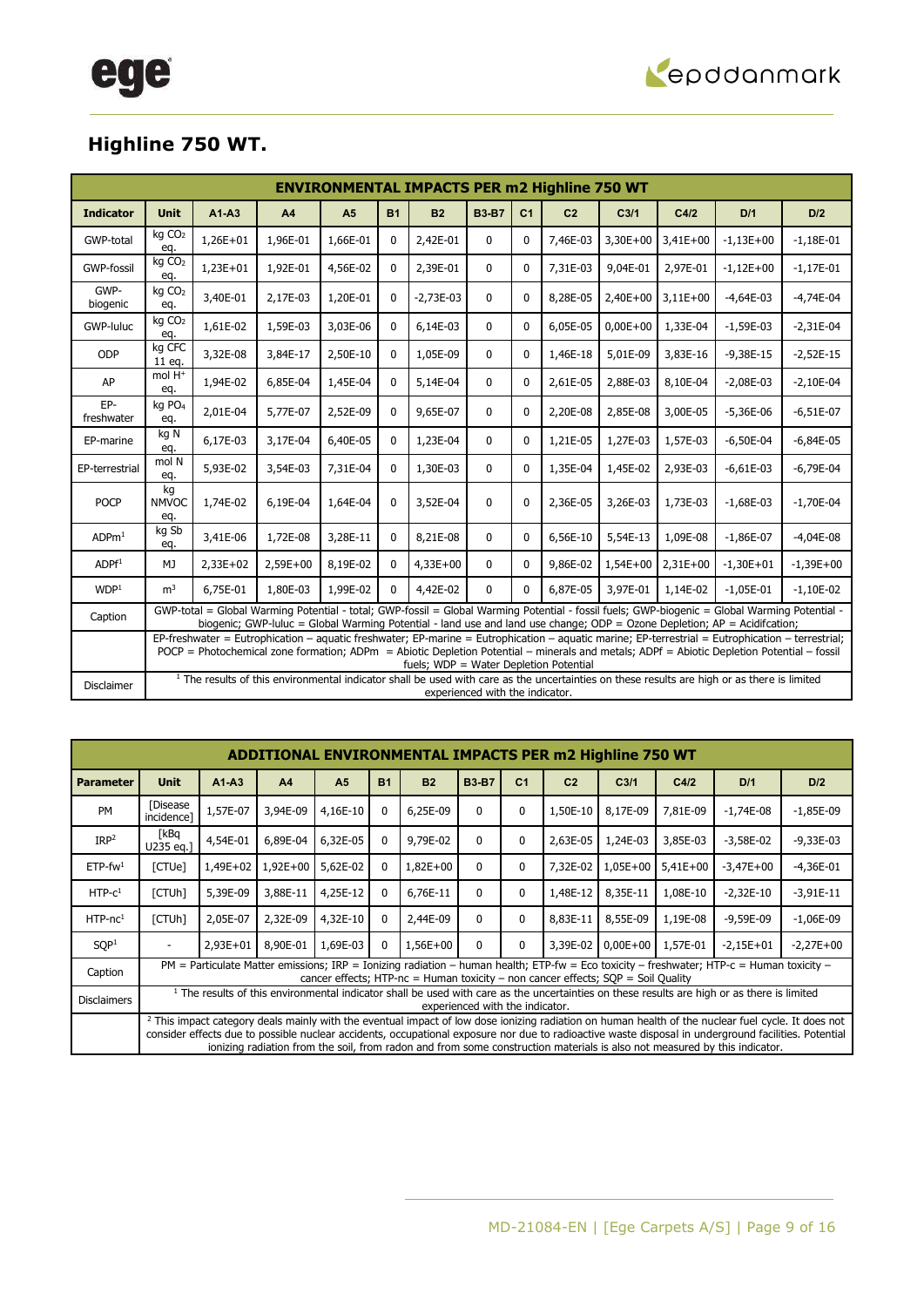## Highline 750 WT.

| ENVIRONMENTAL IMPACTS PER m2 Highline 750 WT | | | | | | | | | | | | |
|---|---|---|---|---|---|---|---|---|---|---|---|---|
| **Indicator** | **Unit** | **A1-A3** | **A4** | **A5** | **B1** | **B2** | **B3-B7** | **C1** | **C2** | **C3/1** | **C4/2** | **D/1** | **D/2** |
| GWP-total | kg $CO_2$ eq. | 1,26E+01 | 1,96E-01 | 1,66E-01 | 0 | 2,42E-01 | 0 | 0 | 7,46E-03 | 3,30E+00 | 3,41E+00 | -1,13E+00 | -1,18E-01 |
| GWP-fossil | kg $CO_2$ eq. | 1,23E+01 | 1,92E-01 | 4,56E-02 | 0 | 2,39E-01 | 0 | 0 | 7,31E-03 | 9,04E-01 | 2,97E-01 | -1,12E+00 | -1,17E-01 |
| GWP-biogenic | kg $CO_2$ eq. | 3,40E-01 | 2,17E-03 | 1,20E-01 | 0 | -2,73E-03 | 0 | 0 | 8,28E-05 | 2,40E+00 | 3,11E+00 | -4,64E-03 | -4,74E-04 |
| GWP-luluc | kg $CO_2$ eq. | 1,61E-02 | 1,59E-03 | 3,03E-06 | 0 | 6,14E-03 | 0 | 0 | 6,05E-05 | 0,00E+00 | 1,33E-04 | -1,59E-03 | -2,31E-04 |
| ODP | kg CFC 11 eq. | 3,32E-08 | 3,84E-17 | 2,50E-10 | 0 | 1,05E-09 | 0 | 0 | 1,46E-18 | 5,01E-09 | 3,83E-16 | -9,38E-15 | -2,52E-15 |
| AP | mol $H^+$ eq. | 1,94E-02 | 6,85E-04 | 1,45E-04 | 0 | 5,14E-04 | 0 | 0 | 2,61E-05 | 2,88E-03 | 8,10E-04 | -2,08E-03 | -2,10E-04 |
| EP-freshwater | kg $PO_4$ eq. | 2,01E-04 | 5,77E-07 | 2,52E-09 | 0 | 9,65E-07 | 0 | 0 | 2,20E-08 | 2,85E-08 | 3,00E-05 | -5,36E-06 | -6,51E-07 |
| EP-marine | kg N eq. | 6,17E-03 | 3,17E-04 | 6,40E-05 | 0 | 1,23E-04 | 0 | 0 | 1,21E-05 | 1,27E-03 | 1,57E-03 | -6,50E-04 | -6,84E-05 |
| EP-terrestrial | mol N eq. | 5,93E-02 | 3,54E-03 | 7,31E-04 | 0 | 1,30E-03 | 0 | 0 | 1,35E-04 | 1,45E-02 | 2,93E-03 | -6,61E-03 | -6,79E-04 |
| POCP | kg NMVOC eq. | 1,74E-02 | 6,19E-04 | 1,64E-04 | 0 | 3,52E-04 | 0 | 0 | 2,36E-05 | 3,26E-03 | 1,73E-03 | -1,68E-03 | -1,70E-04 |
| ADPm[1] | kg Sb eq. | 3,41E-06 | 1,72E-08 | 3,28E-11 | 0 | 8,21E-08 | 0 | 0 | 6,56E-10 | 5,54E-13 | 1,09E-08 | -1,86E-07 | -4,04E-08 |
| ADPf[1] | MJ | 2,33E+02 | 2,59E+00 | 8,19E-02 | 0 | 4,33E+00 | 0 | 0 | 9,86E-02 | 1,54E+00 | 2,31E+00 | -1,30E+01 | -1,39E+00 |
| WDP[1] | $m^3$ | 6,75E-01 | 1,80E-03 | 1,99E-02 | 0 | 4,42E-02 | 0 | 0 | 6,87E-05 | 3,97E-01 | 1,14E-02 | -1,05E-01 | -1,10E-02 |
| Caption | GWP-total = Global Warming Potential - total; GWP-fossil = Global Warming Potential - fossil fuels; GWP-biogenic = Global Warming Potential - biogenic; GWP-luluc = Global Warming Potential - land use and land use change; ODP = Ozone Depletion; AP = Acidifcation; | | | | | | | | | | | | |
| | EP-freshwater = Eutrophication – aquatic freshwater; EP-marine = Eutrophication – aquatic marine; EP-terrestrial = Eutrophication – terrestrial; POCP = Photochemical zone formation; ADPm = Abiotic Depletion Potential – minerals and metals; ADPf = Abiotic Depletion Potential – fossil fuels; WDP = Water Depletion Potential | | | | | | | | | | | | |
| Disclaimer | [1] The results of this environmental indicator shall be used with care as the uncertainties on these results are high or as there is limited experienced with the indicator. | | | | | | | | | | | | |

| ADDITIONAL ENVIRONMENTAL IMPACTS PER m2 Highline 750 WT | | | | | | | | | | | | |
|---|---|---|---|---|---|---|---|---|---|---|---|---|
| **Parameter** | **Unit** | **A1-A3** | **A4** | **A5** | **B1** | **B2** | **B3-B7** | **C1** | **C2** | **C3/1** | **C4/2** | **D/1** | **D/2** |
| PM | [Disease incidence] | 1,57E-07 | 3,94E-09 | 4,16E-10 | 0 | 6,25E-09 | 0 | 0 | 1,50E-10 | 8,17E-09 | 7,81E-09 | -1,74E-08 | -1,85E-09 |
| IRP[2] | [kBq U235 eq.] | 4,54E-01 | 6,89E-04 | 6,32E-05 | 0 | 9,79E-02 | 0 | 0 | 2,63E-05 | 1,24E-03 | 3,85E-03 | -3,58E-02 | -9,33E-03 |
| ETP-fw[1] | [CTUe] | 1,49E+02 | 1,92E+00 | 5,62E-02 | 0 | 1,82E+00 | 0 | 0 | 7,32E-02 | 1,05E+00 | 5,41E+00 | -3,47E+00 | -4,36E-01 |
| HTP-c[1] | [CTUh] | 5,39E-09 | 3,88E-11 | 4,25E-12 | 0 | 6,76E-11 | 0 | 0 | 1,48E-12 | 8,35E-11 | 1,08E-10 | -2,32E-10 | -3,91E-11 |
| HTP-nc[1] | [CTUh] | 2,05E-07 | 2,32E-09 | 4,32E-10 | 0 | 2,44E-09 | 0 | 0 | 8,83E-11 | 8,55E-09 | 1,19E-08 | -9,59E-09 | -1,06E-09 |
| SQP[1] | - | 2,93E+01 | 8,90E-01 | 1,69E-03 | 0 | 1,56E+00 | 0 | 0 | 3,39E-02 | 0,00E+00 | 1,57E-01 | -2,15E+01 | -2,27E+00 |
| Caption | PM = Particulate Matter emissions; IRP = Ionizing radiation – human health; ETP-fw = Eco toxicity – freshwater; HTP-c = Human toxicity – cancer effects; HTP-nc = Human toxicity – non cancer effects; SQP = Soil Quality | | | | | | | | | | | | |
| Disclaimers | [1] The results of this environmental indicator shall be used with care as the uncertainties on these results are high or as there is limited experienced with the indicator. | | | | | | | | | | | | |
| | [2] This impact category deals mainly with the eventual impact of low dose ionizing radiation on human health of the nuclear fuel cycle. It does not consider effects due to possible nuclear accidents, occupational exposure nor due to radioactive waste disposal in underground facilities. Potential ionizing radiation from the soil, from radon and from some construction materials is also not measured by this indicator. | | | | | | | | | | | | |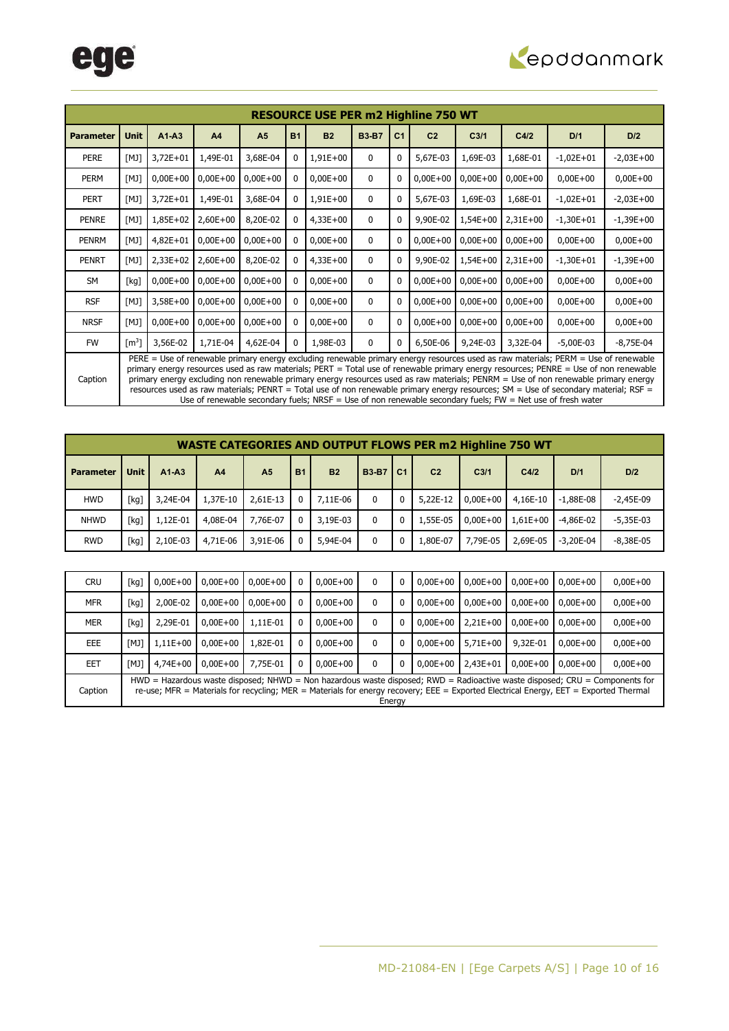| RESOURCE USE PER m2 Highline 750 WT | | | | | | | | | | | | | |
|---|---|---|---|---|---|---|---|---|---|---|---|---|---|
| **Parameter** | **Unit** | **A1-A3** | **A4** | **A5** | **B1** | **B2** | **B3-B7** | **C1** | **C2** | **C3/1** | **C4/2** | **D/1** | **D/2** |
| PERE | [MJ] | 3,72E+01 | 1,49E-01 | 3,68E-04 | 0 | 1,91E+00 | 0 | 0 | 5,67E-03 | 1,69E-03 | 1,68E-01 | -1,02E+01 | -2,03E+00 |
| PERM | [MJ] | 0,00E+00 | 0,00E+00 | 0,00E+00 | 0 | 0,00E+00 | 0 | 0 | 0,00E+00 | 0,00E+00 | 0,00E+00 | 0,00E+00 | 0,00E+00 |
| PERT | [MJ] | 3,72E+01 | 1,49E-01 | 3,68E-04 | 0 | 1,91E+00 | 0 | 0 | 5,67E-03 | 1,69E-03 | 1,68E-01 | -1,02E+01 | -2,03E+00 |
| PENRE | [MJ] | 1,85E+02 | 2,60E+00 | 8,20E-02 | 0 | 4,33E+00 | 0 | 0 | 9,90E-02 | 1,54E+00 | 2,31E+00 | -1,30E+01 | -1,39E+00 |
| PENRM | [MJ] | 4,82E+01 | 0,00E+00 | 0,00E+00 | 0 | 0,00E+00 | 0 | 0 | 0,00E+00 | 0,00E+00 | 0,00E+00 | 0,00E+00 | 0,00E+00 |
| PENRT | [MJ] | 2,33E+02 | 2,60E+00 | 8,20E-02 | 0 | 4,33E+00 | 0 | 0 | 9,90E-02 | 1,54E+00 | 2,31E+00 | -1,30E+01 | -1,39E+00 |
| SM | [kg] | 0,00E+00 | 0,00E+00 | 0,00E+00 | 0 | 0,00E+00 | 0 | 0 | 0,00E+00 | 0,00E+00 | 0,00E+00 | 0,00E+00 | 0,00E+00 |
| RSF | [MJ] | 3,58E+00 | 0,00E+00 | 0,00E+00 | 0 | 0,00E+00 | 0 | 0 | 0,00E+00 | 0,00E+00 | 0,00E+00 | 0,00E+00 | 0,00E+00 |
| NRSF | [MJ] | 0,00E+00 | 0,00E+00 | 0,00E+00 | 0 | 0,00E+00 | 0 | 0 | 0,00E+00 | 0,00E+00 | 0,00E+00 | 0,00E+00 | 0,00E+00 |
| FW | [$m^3$] | 3,56E-02 | 1,71E-04 | 4,62E-04 | 0 | 1,98E-03 | 0 | 0 | 6,50E-06 | 9,24E-03 | 3,32E-04 | -5,00E-03 | -8,75E-04 |
| Caption | PERE = Use of renewable primary energy excluding renewable primary energy resources used as raw materials; PERM = Use of renewable primary energy resources used as raw materials; PERT = Total use of renewable primary energy resources; PENRE = Use of non renewable primary energy excluding non renewable primary energy resources used as raw materials; PENRM = Use of non renewable primary energy resources used as raw materials; PENRT = Total use of non renewable primary energy resources; SM = Use of secondary material; RSF = Use of renewable secondary fuels; NRSF = Use of non renewable secondary fuels; FW = Net use of fresh water | | | | | | | | | | | | |

| WASTE CATEGORIES AND OUTPUT FLOWS PER m2 Highline 750 WT | | | | | | | | | | | | | |
|---|---|---|---|---|---|---|---|---|---|---|---|---|---|
| **Parameter** | **Unit** | **A1-A3** | **A4** | **A5** | **B1** | **B2** | **B3-B7** | **C1** | **C2** | **C3/1** | **C4/2** | **D/1** | **D/2** |
| HWD | [kg] | 3,24E-04 | 1,37E-10 | 2,61E-13 | 0 | 7,11E-06 | 0 | 0 | 5,22E-12 | 0,00E+00 | 4,16E-10 | -1,88E-08 | -2,45E-09 |
| NHWD | [kg] | 1,12E-01 | 4,08E-04 | 7,76E-07 | 0 | 3,19E-03 | 0 | 0 | 1,55E-05 | 0,00E+00 | 1,61E+00 | -4,86E-02 | -5,35E-03 |
| RWD | [kg] | 2,10E-03 | 4,71E-06 | 3,91E-06 | 0 | 5,94E-04 | 0 | 0 | 1,80E-07 | 7,79E-05 | 2,69E-05 | -3,20E-04 | -8,38E-05 |
| CRU | [kg] | 0,00E+00 | 0,00E+00 | 0,00E+00 | 0 | 0,00E+00 | 0 | 0 | 0,00E+00 | 0,00E+00 | 0,00E+00 | 0,00E+00 | 0,00E+00 |
| MFR | [kg] | 2,00E-02 | 0,00E+00 | 0,00E+00 | 0 | 0,00E+00 | 0 | 0 | 0,00E+00 | 0,00E+00 | 0,00E+00 | 0,00E+00 | 0,00E+00 |
| MER | [kg] | 2,29E-01 | 0,00E+00 | 1,11E-01 | 0 | 0,00E+00 | 0 | 0 | 0,00E+00 | 2,21E+00 | 0,00E+00 | 0,00E+00 | 0,00E+00 |
| EEE | [MJ] | 1,11E+00 | 0,00E+00 | 1,82E-01 | 0 | 0,00E+00 | 0 | 0 | 0,00E+00 | 5,71E+00 | 9,32E-01 | 0,00E+00 | 0,00E+00 |
| EET | [MJ] | 4,74E+00 | 0,00E+00 | 7,75E-01 | 0 | 0,00E+00 | 0 | 0 | 0,00E+00 | 2,43E+01 | 0,00E+00 | 0,00E+00 | 0,00E+00 |
| Caption | HWD = Hazardous waste disposed; NHWD = Non hazardous waste disposed; RWD = Radioactive waste disposed; CRU = Components for re-use; MFR = Materials for recycling; MER = Materials for energy recovery; EEE = Exported Electrical Energy, EET = Exported Thermal Energy | | | | | | | | | | | | |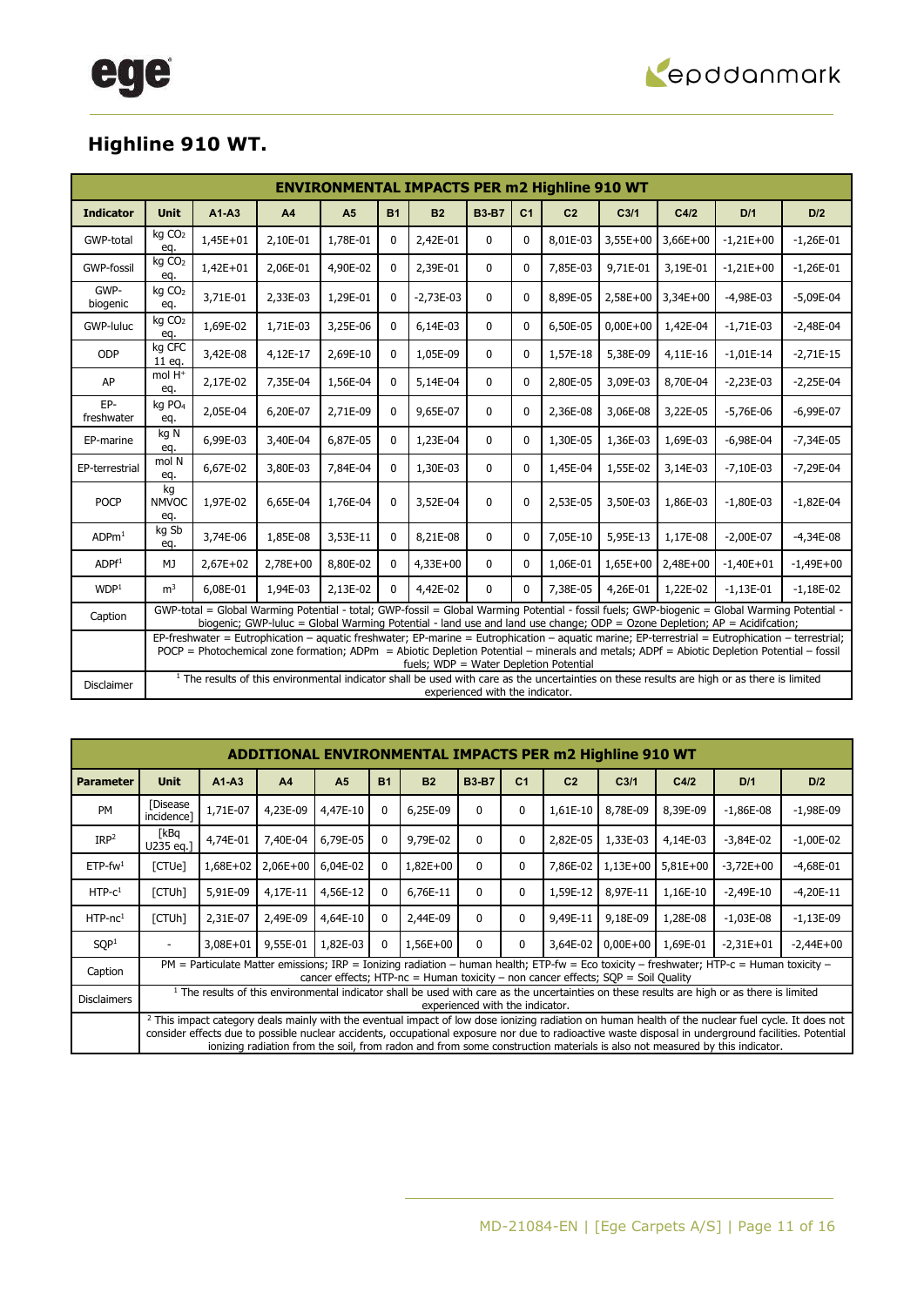## Highline 910 WT.

| ENVIRONMENTAL IMPACTS PER m2 Highline 910 WT | | | | | | | | | | | | |
|---|---|---|---|---|---|---|---|---|---|---|---|---|
| **Indicator** | **Unit** | **A1-A3** | **A4** | **A5** | **B1** | **B2** | **B3-B7** | **C1** | **C2** | **C3/1** | **C4/2** | **D/1** | **D/2** |
| GWP-total | kg $CO_2$ eq. | 1,45E+01 | 2,10E-01 | 1,78E-01 | 0 | 2,42E-01 | 0 | 0 | 8,01E-03 | 3,55E+00 | 3,66E+00 | -1,21E+00 | -1,26E-01 |
| GWP-fossil | kg $CO_2$ eq. | 1,42E+01 | 2,06E-01 | 4,90E-02 | 0 | 2,39E-01 | 0 | 0 | 7,85E-03 | 9,71E-01 | 3,19E-01 | -1,21E+00 | -1,26E-01 |
| GWP-biogenic | kg $CO_2$ eq. | 3,71E-01 | 2,33E-03 | 1,29E-01 | 0 | -2,73E-03 | 0 | 0 | 8,89E-05 | 2,58E+00 | 3,34E+00 | -4,98E-03 | -5,09E-04 |
| GWP-luluc | kg $CO_2$ eq. | 1,69E-02 | 1,71E-03 | 3,25E-06 | 0 | 6,14E-03 | 0 | 0 | 6,50E-05 | 0,00E+00 | 1,42E-04 | -1,71E-03 | -2,48E-04 |
| ODP | kg CFC 11 eq. | 3,42E-08 | 4,12E-17 | 2,69E-10 | 0 | 1,05E-09 | 0 | 0 | 1,57E-18 | 5,38E-09 | 4,11E-16 | -1,01E-14 | -2,71E-15 |
| AP | mol $H^+$ eq. | 2,17E-02 | 7,35E-04 | 1,56E-04 | 0 | 5,14E-04 | 0 | 0 | 2,80E-05 | 3,09E-03 | 8,70E-04 | -2,23E-03 | -2,25E-04 |
| EP-freshwater | kg $PO_4$ eq. | 2,05E-04 | 6,20E-07 | 2,71E-09 | 0 | 9,65E-07 | 0 | 0 | 2,36E-08 | 3,06E-08 | 3,22E-05 | -5,76E-06 | -6,99E-07 |
| EP-marine | kg N eq. | 6,99E-03 | 3,40E-04 | 6,87E-05 | 0 | 1,23E-04 | 0 | 0 | 1,30E-05 | 1,36E-03 | 1,69E-03 | -6,98E-04 | -7,34E-05 |
| EP-terrestrial | mol N eq. | 6,67E-02 | 3,80E-03 | 7,84E-04 | 0 | 1,30E-03 | 0 | 0 | 1,45E-04 | 1,55E-02 | 3,14E-03 | -7,10E-03 | -7,29E-04 |
| POCP | kg NMVOC eq. | 1,97E-02 | 6,65E-04 | 1,76E-04 | 0 | 3,52E-04 | 0 | 0 | 2,53E-05 | 3,50E-03 | 1,86E-03 | -1,80E-03 | -1,82E-04 |
| ADPm[1] | kg Sb eq. | 3,74E-06 | 1,85E-08 | 3,53E-11 | 0 | 8,21E-08 | 0 | 0 | 7,05E-10 | 5,95E-13 | 1,17E-08 | -2,00E-07 | -4,34E-08 |
| ADPf[1] | MJ | 2,67E+02 | 2,78E+00 | 8,80E-02 | 0 | 4,33E+00 | 0 | 0 | 1,06E-01 | 1,65E+00 | 2,48E+00 | -1,40E+01 | -1,49E+00 |
| WDP[1] | $m^3$ | 6,08E-01 | 1,94E-03 | 2,13E-02 | 0 | 4,42E-02 | 0 | 0 | 7,38E-05 | 4,26E-01 | 1,22E-02 | -1,13E-01 | -1,18E-02 |
| Caption | GWP-total = Global Warming Potential - total; GWP-fossil = Global Warming Potential - fossil fuels; GWP-biogenic = Global Warming Potential - biogenic; GWP-luluc = Global Warming Potential - land use and land use change; ODP = Ozone Depletion; AP = Acidifcation; | | | | | | | | | | | |
| | EP-freshwater = Eutrophication – aquatic freshwater; EP-marine = Eutrophication – aquatic marine; EP-terrestrial = Eutrophication – terrestrial; POCP = Photochemical zone formation; ADPm = Abiotic Depletion Potential – minerals and metals; ADPf = Abiotic Depletion Potential – fossil fuels; WDP = Water Depletion Potential | | | | | | | | | | | |
| Disclaimer | [1] The results of this environmental indicator shall be used with care as the uncertainties on these results are high or as there is limited experienced with the indicator. | | | | | | | | | | | |

| ADDITIONAL ENVIRONMENTAL IMPACTS PER m2 Highline 910 WT | | | | | | | | | | | | |
|---|---|---|---|---|---|---|---|---|---|---|---|---|
| **Parameter** | **Unit** | **A1-A3** | **A4** | **A5** | **B1** | **B2** | **B3-B7** | **C1** | **C2** | **C3/1** | **C4/2** | **D/1** | **D/2** |
| PM | [Disease incidence] | 1,71E-07 | 4,23E-09 | 4,47E-10 | 0 | 6,25E-09 | 0 | 0 | 1,61E-10 | 8,78E-09 | 8,39E-09 | -1,86E-08 | -1,98E-09 |
| IRP[2] | [kBq U235 eq.] | 4,74E-01 | 7,40E-04 | 6,79E-05 | 0 | 9,79E-02 | 0 | 0 | 2,82E-05 | 1,33E-03 | 4,14E-03 | -3,84E-02 | -1,00E-02 |
| ETP-fw[1] | [CTUe] | 1,68E+02 | 2,06E+00 | 6,04E-02 | 0 | 1,82E+00 | 0 | 0 | 7,86E-02 | 1,13E+00 | 5,81E+00 | -3,72E+00 | -4,68E-01 |
| HTP-c[1] | [CTUh] | 5,91E-09 | 4,17E-11 | 4,56E-12 | 0 | 6,76E-11 | 0 | 0 | 1,59E-12 | 8,97E-11 | 1,16E-10 | -2,49E-10 | -4,20E-11 |
| HTP-nc[1] | [CTUh] | 2,31E-07 | 2,49E-09 | 4,64E-10 | 0 | 2,44E-09 | 0 | 0 | 9,49E-11 | 9,18E-09 | 1,28E-08 | -1,03E-08 | -1,13E-09 |
| SQP[1] | - | 3,08E+01 | 9,55E-01 | 1,82E-03 | 0 | 1,56E+00 | 0 | 0 | 3,64E-02 | 0,00E+00 | 1,69E-01 | -2,31E+01 | -2,44E+00 |
| Caption | PM = Particulate Matter emissions; IRP = Ionizing radiation – human health; ETP-fw = Eco toxicity – freshwater; HTP-c = Human toxicity – cancer effects; HTP-nc = Human toxicity – non cancer effects; SQP = Soil Quality | | | | | | | | | | | |
| Disclaimers | [1] The results of this environmental indicator shall be used with care as the uncertainties on these results are high or as there is limited experienced with the indicator. | | | | | | | | | | | |
| | [2] This impact category deals mainly with the eventual impact of low dose ionizing radiation on human health of the nuclear fuel cycle. It does not consider effects due to possible nuclear accidents, occupational exposure nor due to radioactive waste disposal in underground facilities. Potential ionizing radiation from the soil, from radon and from some construction materials is also not measured by this indicator. | | | | | | | | | | | |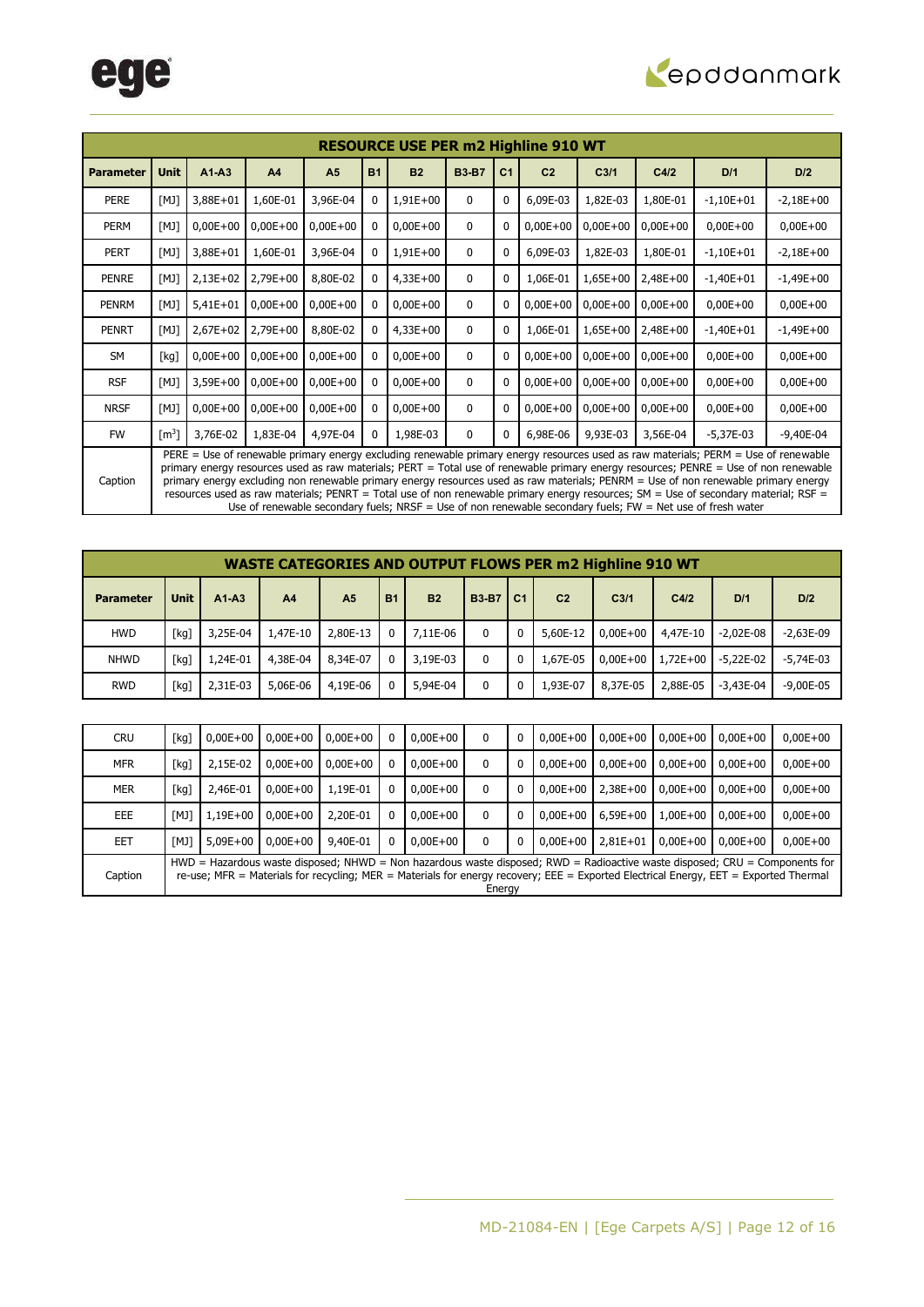| RESOURCE USE PER m2 Highline 910 WT | | | | | | | | | | | | | |
|---|---|---|---|---|---|---|---|---|---|---|---|---|---|
| **Parameter** | **Unit** | **A1-A3** | **A4** | **A5** | **B1** | **B2** | **B3-B7** | **C1** | **C2** | **C3/1** | **C4/2** | **D/1** | **D/2** |
| PERE | [MJ] | 3,88E+01 | 1,60E-01 | 3,96E-04 | 0 | 1,91E+00 | 0 | 0 | 6,09E-03 | 1,82E-03 | 1,80E-01 | -1,10E+01 | -2,18E+00 |
| PERM | [MJ] | 0,00E+00 | 0,00E+00 | 0,00E+00 | 0 | 0,00E+00 | 0 | 0 | 0,00E+00 | 0,00E+00 | 0,00E+00 | 0,00E+00 | 0,00E+00 |
| PERT | [MJ] | 3,88E+01 | 1,60E-01 | 3,96E-04 | 0 | 1,91E+00 | 0 | 0 | 6,09E-03 | 1,82E-03 | 1,80E-01 | -1,10E+01 | -2,18E+00 |
| PENRE | [MJ] | 2,13E+02 | 2,79E+00 | 8,80E-02 | 0 | 4,33E+00 | 0 | 0 | 1,06E-01 | 1,65E+00 | 2,48E+00 | -1,40E+01 | -1,49E+00 |
| PENRM | [MJ] | 5,41E+01 | 0,00E+00 | 0,00E+00 | 0 | 0,00E+00 | 0 | 0 | 0,00E+00 | 0,00E+00 | 0,00E+00 | 0,00E+00 | 0,00E+00 |
| PENRT | [MJ] | 2,67E+02 | 2,79E+00 | 8,80E-02 | 0 | 4,33E+00 | 0 | 0 | 1,06E-01 | 1,65E+00 | 2,48E+00 | -1,40E+01 | -1,49E+00 |
| SM | [kg] | 0,00E+00 | 0,00E+00 | 0,00E+00 | 0 | 0,00E+00 | 0 | 0 | 0,00E+00 | 0,00E+00 | 0,00E+00 | 0,00E+00 | 0,00E+00 |
| RSF | [MJ] | 3,59E+00 | 0,00E+00 | 0,00E+00 | 0 | 0,00E+00 | 0 | 0 | 0,00E+00 | 0,00E+00 | 0,00E+00 | 0,00E+00 | 0,00E+00 |
| NRSF | [MJ] | 0,00E+00 | 0,00E+00 | 0,00E+00 | 0 | 0,00E+00 | 0 | 0 | 0,00E+00 | 0,00E+00 | 0,00E+00 | 0,00E+00 | 0,00E+00 |
| FW | [m$^3$] | 3,76E-02 | 1,83E-04 | 4,97E-04 | 0 | 1,98E-03 | 0 | 0 | 6,98E-06 | 9,93E-03 | 3,56E-04 | -5,37E-03 | -9,40E-04 |
| Caption | PERE = Use of renewable primary energy excluding renewable primary energy resources used as raw materials; PERM = Use of renewable primary energy resources used as raw materials; PERT = Total use of renewable primary energy resources; PENRE = Use of non renewable primary energy excluding non renewable primary energy resources used as raw materials; PENRM = Use of non renewable primary energy resources used as raw materials; PENRT = Total use of non renewable primary energy resources; SM = Use of secondary material; RSF = Use of renewable secondary fuels; NRSF = Use of non renewable secondary fuels; FW = Net use of fresh water | | | | | | | | | | | | |

| WASTE CATEGORIES AND OUTPUT FLOWS PER m2 Highline 910 WT | | | | | | | | | | | | | |
|---|---|---|---|---|---|---|---|---|---|---|---|---|---|
| **Parameter** | **Unit** | **A1-A3** | **A4** | **A5** | **B1** | **B2** | **B3-B7** | **C1** | **C2** | **C3/1** | **C4/2** | **D/1** | **D/2** |
| HWD | [kg] | 3,25E-04 | 1,47E-10 | 2,80E-13 | 0 | 7,11E-06 | 0 | 0 | 5,60E-12 | 0,00E+00 | 4,47E-10 | -2,02E-08 | -2,63E-09 |
| NHWD | [kg] | 1,24E-01 | 4,38E-04 | 8,34E-07 | 0 | 3,19E-03 | 0 | 0 | 1,67E-05 | 0,00E+00 | 1,72E+00 | -5,22E-02 | -5,74E-03 |
| RWD | [kg] | 2,31E-03 | 5,06E-06 | 4,19E-06 | 0 | 5,94E-04 | 0 | 0 | 1,93E-07 | 8,37E-05 | 2,88E-05 | -3,43E-04 | -9,00E-05 |
| CRU | [kg] | 0,00E+00 | 0,00E+00 | 0,00E+00 | 0 | 0,00E+00 | 0 | 0 | 0,00E+00 | 0,00E+00 | 0,00E+00 | 0,00E+00 | 0,00E+00 |
| MFR | [kg] | 2,15E-02 | 0,00E+00 | 0,00E+00 | 0 | 0,00E+00 | 0 | 0 | 0,00E+00 | 0,00E+00 | 0,00E+00 | 0,00E+00 | 0,00E+00 |
| MER | [kg] | 2,46E-01 | 0,00E+00 | 1,19E-01 | 0 | 0,00E+00 | 0 | 0 | 0,00E+00 | 2,38E+00 | 0,00E+00 | 0,00E+00 | 0,00E+00 |
| EEE | [MJ] | 1,19E+00 | 0,00E+00 | 2,20E-01 | 0 | 0,00E+00 | 0 | 0 | 0,00E+00 | 6,59E+00 | 1,00E+00 | 0,00E+00 | 0,00E+00 |
| EET | [MJ] | 5,09E+00 | 0,00E+00 | 9,40E-01 | 0 | 0,00E+00 | 0 | 0 | 0,00E+00 | 2,81E+01 | 0,00E+00 | 0,00E+00 | 0,00E+00 |
| Caption | HWD = Hazardous waste disposed; NHWD = Non hazardous waste disposed; RWD = Radioactive waste disposed; CRU = Components for re-use; MFR = Materials for recycling; MER = Materials for energy recovery; EEE = Exported Electrical Energy, EET = Exported Thermal Energy | | | | | | | | | | | | |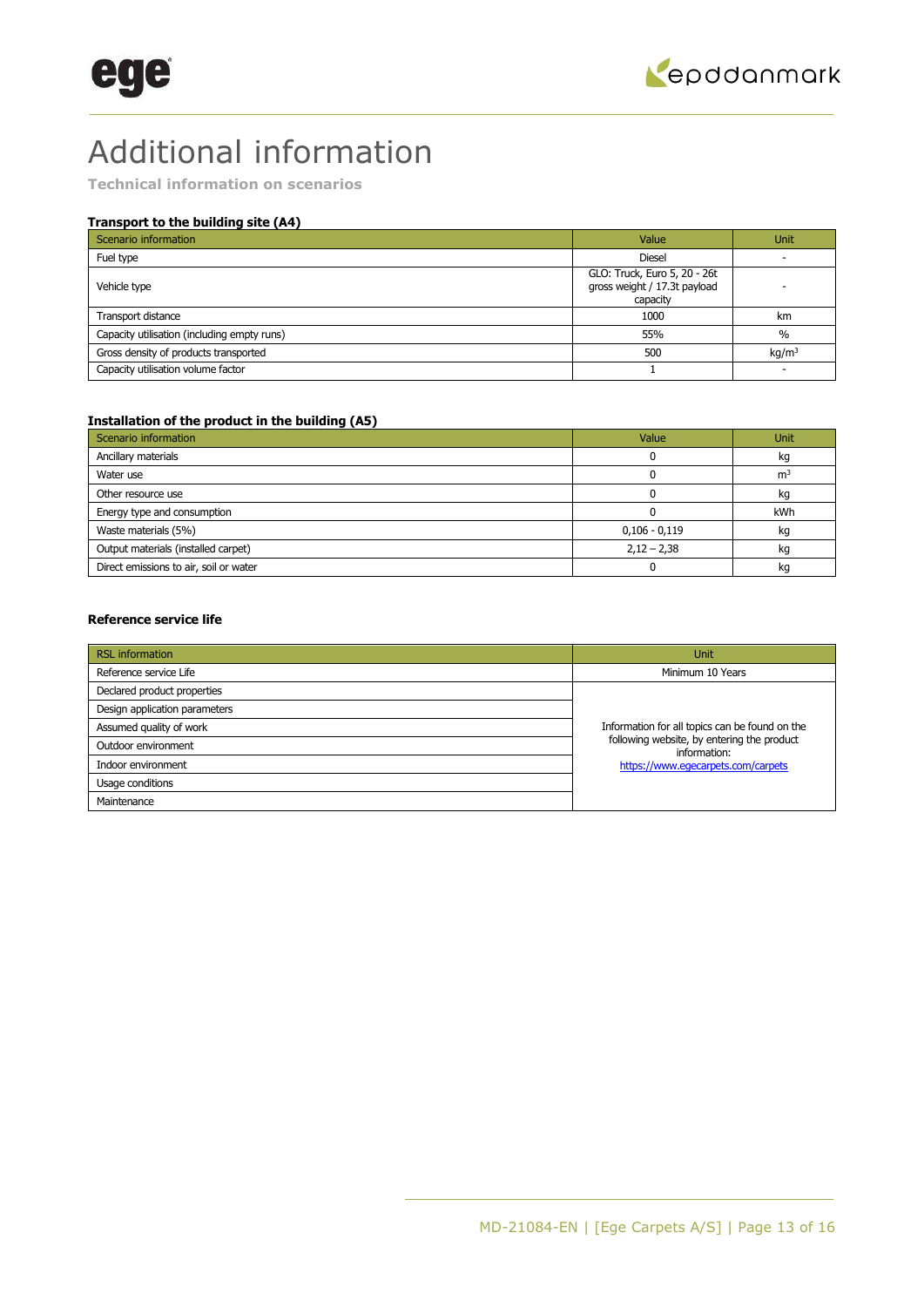# Additional information

**Technical information on scenarios**

### Transport to the building site (A4)

| Scenario information | Value | Unit |
|---|---|---|
| Fuel type | Diesel | - |
| Vehicle type | GLO: Truck, Euro 5, 20 - 26t gross weight / 17.3t payload capacity | - |
| Transport distance | 1000 | km |
| Capacity utilisation (including empty runs) | 55% | % |
| Gross density of products transported | 500 | kg/m$^3$ |
| Capacity utilisation volume factor | 1 | - |

### Installation of the product in the building (A5)

| Scenario information | Value | Unit |
|---|---|---|
| Ancillary materials | 0 | kg |
| Water use | 0 | m$^3$ |
| Other resource use | 0 | kg |
| Energy type and consumption | 0 | kWh |
| Waste materials (5%) | 0,106 - 0,119 | kg |
| Output materials (installed carpet) | 2,12 – 2,38 | kg |
| Direct emissions to air, soil or water | 0 | kg |

### Reference service life

| RSL information | Unit |
|---|---|
| Reference service Life | Minimum 10 Years |
| Declared product properties | Information for all topics can be found on the following website, by entering the product information: https://www.egecarpets.com/carpets |
| Design application parameters | |
| Assumed quality of work | |
| Outdoor environment | |
| Indoor environment | |
| Usage conditions | |
| Maintenance | |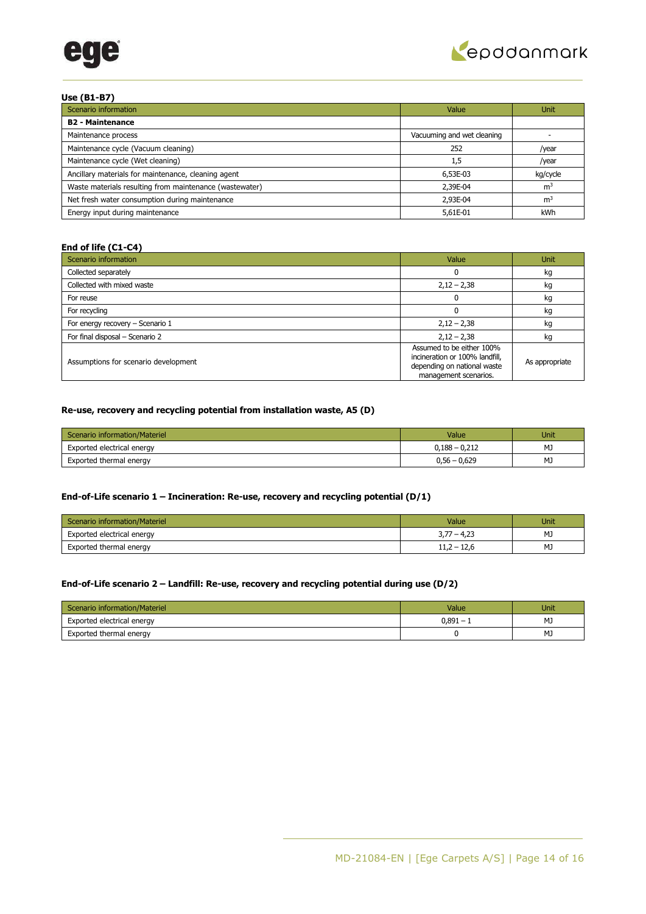### Use (B1-B7)

| Scenario information | Value | Unit |
|---|---|---|
| **B2 - Maintenance** | | |
| Maintenance process | Vacuuming and wet cleaning | - |
| Maintenance cycle (Vacuum cleaning) | 252 | /year |
| Maintenance cycle (Wet cleaning) | 1,5 | /year |
| Ancillary materials for maintenance, cleaning agent | 6,53E-03 | kg/cycle |
| Waste materials resulting from maintenance (wastewater) | 2,39E-04 | $m^3$ |
| Net fresh water consumption during maintenance | 2,93E-04 | $m^3$ |
| Energy input during maintenance | 5,61E-01 | kWh |

### End of life (C1-C4)

| Scenario information | Value | Unit |
|---|---|---|
| Collected separately | 0 | kg |
| Collected with mixed waste | 2,12 – 2,38 | kg |
| For reuse | 0 | kg |
| For recycling | 0 | kg |
| For energy recovery – Scenario 1 | 2,12 – 2,38 | kg |
| For final disposal – Scenario 2 | 2,12 – 2,38 | kg |
| Assumptions for scenario development | Assumed to be either 100% incineration or 100% landfill, depending on national waste management scenarios. | As appropriate |

### Re-use, recovery and recycling potential from installation waste, A5 (D)

| Scenario information/Materiel | Value | Unit |
|---|---|---|
| Exported electrical energy | 0,188 – 0,212 | MJ |
| Exported thermal energy | 0,56 – 0,629 | MJ |

### End-of-Life scenario 1 – Incineration: Re-use, recovery and recycling potential (D/1)

| Scenario information/Materiel | Value | Unit |
|---|---|---|
| Exported electrical energy | 3,77 – 4,23 | MJ |
| Exported thermal energy | 11,2 – 12,6 | MJ |

### End-of-Life scenario 2 – Landfill: Re-use, recovery and recycling potential during use (D/2)

| Scenario information/Materiel | Value | Unit |
|---|---|---|
| Exported electrical energy | 0,891 – 1 | MJ |
| Exported thermal energy | 0 | MJ |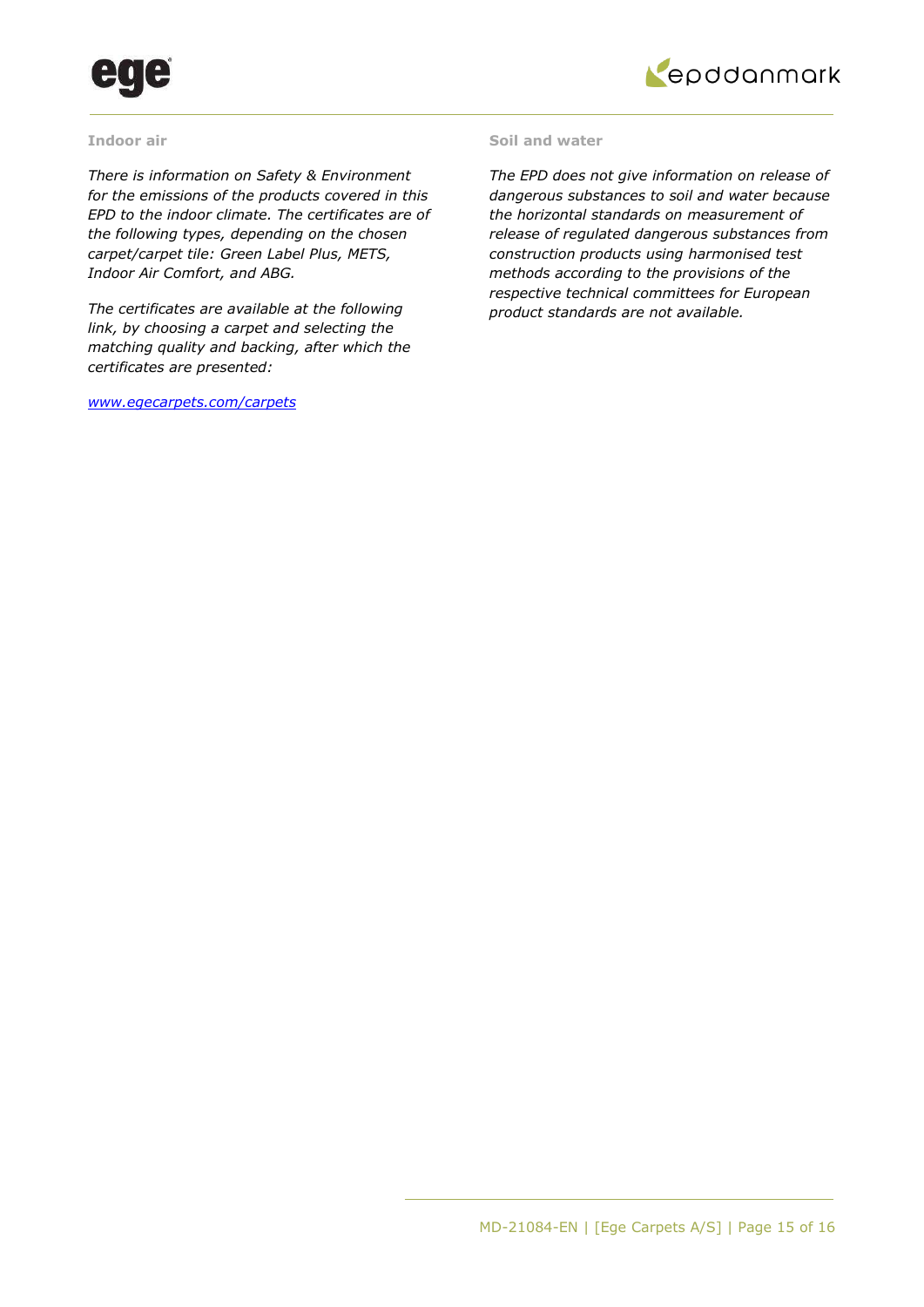### Indoor air

*There is information on Safety & Environment for the emissions of the products covered in this EPD to the indoor climate. The certificates are of the following types, depending on the chosen carpet/carpet tile: Green Label Plus, METS, Indoor Air Comfort, and ABG.*

*The certificates are available at the following link, by choosing a carpet and selecting the matching quality and backing, after which the certificates are presented:*

*[www.egecarpets.com/carpets](www.egecarpets.com/carpets)*

### Soil and water

*The EPD does not give information on release of dangerous substances to soil and water because the horizontal standards on measurement of release of regulated dangerous substances from construction products using harmonised test methods according to the provisions of the respective technical committees for European product standards are not available.*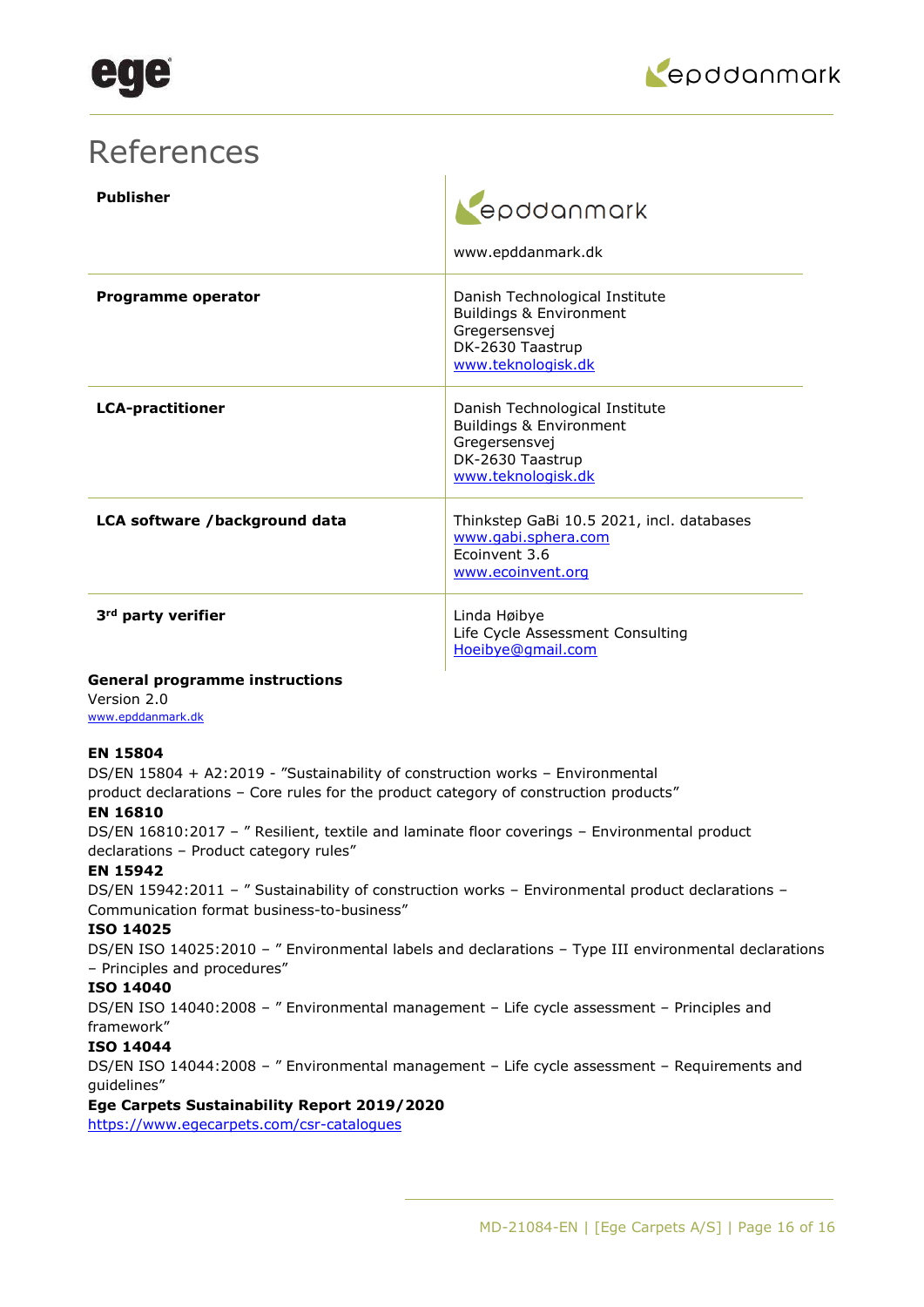# References

| **Publisher** | epddanmark<br>www.epddanmark.dk |
|---|---|
| **Programme operator** | Danish Technological Institute<br>Buildings & Environment<br>Gregersensvej<br>DK-2630 Taastrup<br>www.teknologisk.dk |
| **LCA-practitioner** | Danish Technological Institute<br>Buildings & Environment<br>Gregersensvej<br>DK-2630 Taastrup<br>www.teknologisk.dk |
| **LCA software /background data** | Thinkstep GaBi 10.5 2021, incl. databases<br>www.gabi.sphera.com<br>Ecoinvent 3.6<br>www.ecoinvent.org |
| **3rd party verifier** | Linda Høibye<br>Life Cycle Assessment Consulting<br>Hoeibye@gmail.com |

**General programme instructions**
Version 2.0
www.epddanmark.dk

**EN 15804**
DS/EN 15804 + A2:2019 - "Sustainability of construction works – Environmental product declarations – Core rules for the product category of construction products"

**EN 16810**
DS/EN 16810:2017 – " Resilient, textile and laminate floor coverings – Environmental product declarations – Product category rules"

**EN 15942**
DS/EN 15942:2011 – " Sustainability of construction works – Environmental product declarations – Communication format business-to-business"

**ISO 14025**
DS/EN ISO 14025:2010 – " Environmental labels and declarations – Type III environmental declarations – Principles and procedures"

**ISO 14040**
DS/EN ISO 14040:2008 – " Environmental management – Life cycle assessment – Principles and framework"

**ISO 14044**
DS/EN ISO 14044:2008 – " Environmental management – Life cycle assessment – Requirements and guidelines"

**Ege Carpets Sustainability Report 2019/2020**
https://www.egecarpets.com/csr-catalogues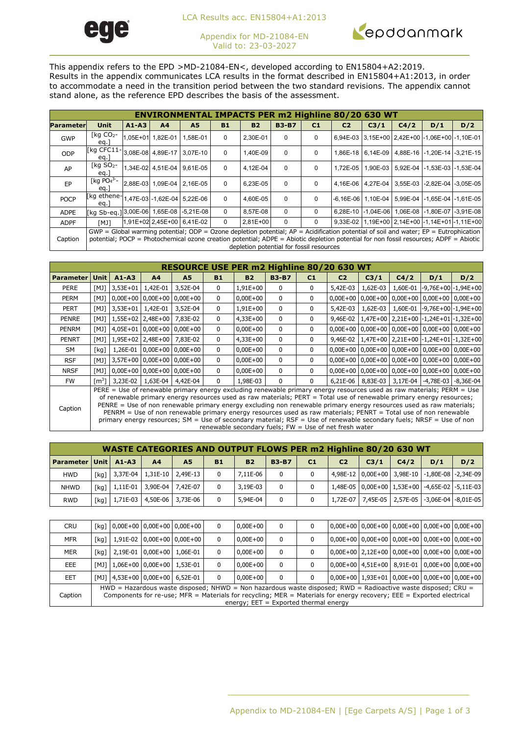This appendix refers to the EPD >MD-21084-EN<, developed according to EN15804+A2:2019. Results in the appendix communicates LCA results in the format described in EN15804+A1:2013, in order to accommodate a need in the transition period between the two standard revisions. The appendix cannot stand alone, as the reference EPD describes the basis of the assessment.

| ENVIRONMENTAL IMPACTS PER m2 Highline 80/20 630 WT | | | | | | | | | | | | | |
|---|---|---|---|---|---|---|---|---|---|---|---|---|---|
| **Parameter** | **Unit** | **A1-A3** | **A4** | **A5** | **B1** | **B2** | **B3-B7** | **C1** | **C2** | **C3/1** | **C4/2** | **D/1** | **D/2** |
| GWP | [kg $CO_2$-eq.] | 1,05E+01 | 1,82E-01 | 1,58E-01 | 0 | 2,30E-01 | 0 | 0 | 6,94E-03 | 3,15E+00 | 2,42E+00 | -1,06E+00 | -1,10E-01 |
| ODP | [kg CFC11-eq.] | 3,08E-08 | 4,89E-17 | 3,07E-10 | 0 | 1,40E-09 | 0 | 0 | 1,86E-18 | 6,14E-09 | 4,88E-16 | -1,20E-14 | -3,21E-15 |
| AP | [kg $SO_2$-eq.] | 1,34E-02 | 4,51E-04 | 9,61E-05 | 0 | 4,12E-04 | 0 | 0 | 1,72E-05 | 1,90E-03 | 5,92E-04 | -1,53E-03 | -1,53E-04 |
| EP | [kg $PO_4^{3-}$-eq.] | 2,88E-03 | 1,09E-04 | 2,16E-05 | 0 | 6,23E-05 | 0 | 0 | 4,16E-06 | 4,27E-04 | 3,55E-03 | -2,82E-04 | -3,05E-05 |
| POCP | [kg ethene-eq.] | 1,47E-03 | -1,62E-04 | 5,22E-06 | 0 | 4,60E-05 | 0 | 0 | -6,16E-06 | 1,10E-04 | 5,99E-04 | -1,65E-04 | -1,61E-05 |
| ADPE | [kg Sb-eq.] | 3,00E-06 | 1,65E-08 | -5,21E-08 | 0 | 8,57E-08 | 0 | 0 | 6,28E-10 | -1,04E-06 | 1,06E-08 | -1,80E-07 | -3,91E-08 |
| ADPF | [MJ] | 1,91E+02 | 2,45E+00 | 6,41E-02 | 0 | 2,81E+00 | 0 | 0 | 9,33E-02 | 1,19E+00 | 2,14E+00 | -1,14E+01 | -1,11E+00 |
| Caption | GWP = Global warming potential; ODP = Ozone depletion potential; AP = Acidification potential of soil and water; EP = Eutrophication potential; POCP = Photochemical ozone creation potential; ADPE = Abiotic depletion potential for non fossil resources; ADPF = Abiotic depletion potential for fossil resources | | | | | | | | | | | | |

| RESOURCE USE PER m2 Highline 80/20 630 WT | | | | | | | | | | | | | |
|---|---|---|---|---|---|---|---|---|---|---|---|---|---|
| **Parameter** | **Unit** | **A1-A3** | **A4** | **A5** | **B1** | **B2** | **B3-B7** | **C1** | **C2** | **C3/1** | **C4/2** | **D/1** | **D/2** |
| PERE | [MJ] | 3,53E+01 | 1,42E-01 | 3,52E-04 | 0 | 1,91E+00 | 0 | 0 | 5,42E-03 | 1,62E-03 | 1,60E-01 | -9,76E+00 | -1,94E+00 |
| PERM | [MJ] | 0,00E+00 | 0,00E+00 | 0,00E+00 | 0 | 0,00E+00 | 0 | 0 | 0,00E+00 | 0,00E+00 | 0,00E+00 | 0,00E+00 | 0,00E+00 |
| PERT | [MJ] | 3,53E+01 | 1,42E-01 | 3,52E-04 | 0 | 1,91E+00 | 0 | 0 | 5,42E-03 | 1,62E-03 | 1,60E-01 | -9,76E+00 | -1,94E+00 |
| PENRE | [MJ] | 1,55E+02 | 2,48E+00 | 7,83E-02 | 0 | 4,33E+00 | 0 | 0 | 9,46E-02 | 1,47E+00 | 2,21E+00 | -1,24E+01 | -1,32E+00 |
| PENRM | [MJ] | 4,05E+01 | 0,00E+00 | 0,00E+00 | 0 | 0,00E+00 | 0 | 0 | 0,00E+00 | 0,00E+00 | 0,00E+00 | 0,00E+00 | 0,00E+00 |
| PENRT | [MJ] | 1,95E+02 | 2,48E+00 | 7,83E-02 | 0 | 4,33E+00 | 0 | 0 | 9,46E-02 | 1,47E+00 | 2,21E+00 | -1,24E+01 | -1,32E+00 |
| SM | [kg] | 1,26E-01 | 0,00E+00 | 0,00E+00 | 0 | 0,00E+00 | 0 | 0 | 0,00E+00 | 0,00E+00 | 0,00E+00 | 0,00E+00 | 0,00E+00 |
| RSF | [MJ] | 3,57E+00 | 0,00E+00 | 0,00E+00 | 0 | 0,00E+00 | 0 | 0 | 0,00E+00 | 0,00E+00 | 0,00E+00 | 0,00E+00 | 0,00E+00 |
| NRSF | [MJ] | 0,00E+00 | 0,00E+00 | 0,00E+00 | 0 | 0,00E+00 | 0 | 0 | 0,00E+00 | 0,00E+00 | 0,00E+00 | 0,00E+00 | 0,00E+00 |
| FW | [$m^3$] | 3,23E-02 | 1,63E-04 | 4,42E-04 | 0 | 1,98E-03 | 0 | 0 | 6,21E-06 | 8,83E-03 | 3,17E-04 | -4,78E-03 | -8,36E-04 |
| Caption | PERE = Use of renewable primary energy excluding renewable primary energy resources used as raw materials; PERM = Use of renewable primary energy resources used as raw materials; PERT = Total use of renewable primary energy resources; PENRE = Use of non renewable primary energy excluding non renewable primary energy resources used as raw materials; PENRM = Use of non renewable primary energy resources used as raw materials; PENRT = Total use of non renewable primary energy resources; SM = Use of secondary material; RSF = Use of renewable secondary fuels; NRSF = Use of non renewable secondary fuels; FW = Use of net fresh water | | | | | | | | | | | | |

| WASTE CATEGORIES AND OUTPUT FLOWS PER m2 Highline 80/20 630 WT | | | | | | | | | | | | | |
|---|---|---|---|---|---|---|---|---|---|---|---|---|---|
| **Parameter** | **Unit** | **A1-A3** | **A4** | **A5** | **B1** | **B2** | **B3-B7** | **C1** | **C2** | **C3/1** | **C4/2** | **D/1** | **D/2** |
| HWD | [kg] | 3,37E-04 | 1,31E-10 | 2,49E-13 | 0 | 7,11E-06 | 0 | 0 | 4,98E-12 | 0,00E+00 | 3,98E-10 | -1,80E-08 | -2,34E-09 |
| NHWD | [kg] | 1,11E-01 | 3,90E-04 | 7,42E-07 | 0 | 3,19E-03 | 0 | 0 | 1,48E-05 | 0,00E+00 | 1,53E+00 | -4,65E-02 | -5,11E-03 |
| RWD | [kg] | 1,71E-03 | 4,50E-06 | 3,73E-06 | 0 | 5,94E-04 | 0 | 0 | 1,72E-07 | 7,45E-05 | 2,57E-05 | -3,06E-04 | -8,01E-05 |
| CRU | [kg] | 0,00E+00 | 0,00E+00 | 0,00E+00 | 0 | 0,00E+00 | 0 | 0 | 0,00E+00 | 0,00E+00 | 0,00E+00 | 0,00E+00 | 0,00E+00 |
| MFR | [kg] | 1,91E-02 | 0,00E+00 | 0,00E+00 | 0 | 0,00E+00 | 0 | 0 | 0,00E+00 | 0,00E+00 | 0,00E+00 | 0,00E+00 | 0,00E+00 |
| MER | [kg] | 2,19E-01 | 0,00E+00 | 1,06E-01 | 0 | 0,00E+00 | 0 | 0 | 0,00E+00 | 2,12E+00 | 0,00E+00 | 0,00E+00 | 0,00E+00 |
| EEE | [MJ] | 1,06E+00 | 0,00E+00 | 1,53E-01 | 0 | 0,00E+00 | 0 | 0 | 0,00E+00 | 4,51E+00 | 8,91E-01 | 0,00E+00 | 0,00E+00 |
| EET | [MJ] | 4,53E+00 | 0,00E+00 | 6,52E-01 | 0 | 0,00E+00 | 0 | 0 | 0,00E+00 | 1,93E+01 | 0,00E+00 | 0,00E+00 | 0,00E+00 |
| Caption | HWD = Hazardous waste disposed; NHWD = Non hazardous waste disposed; RWD = Radioactive waste disposed; CRU = Components for re-use; MFR = Materials for recycling; MER = Materials for energy recovery; EEE = Exported electrical energy; EET = Exported thermal energy | | | | | | | | | | | | |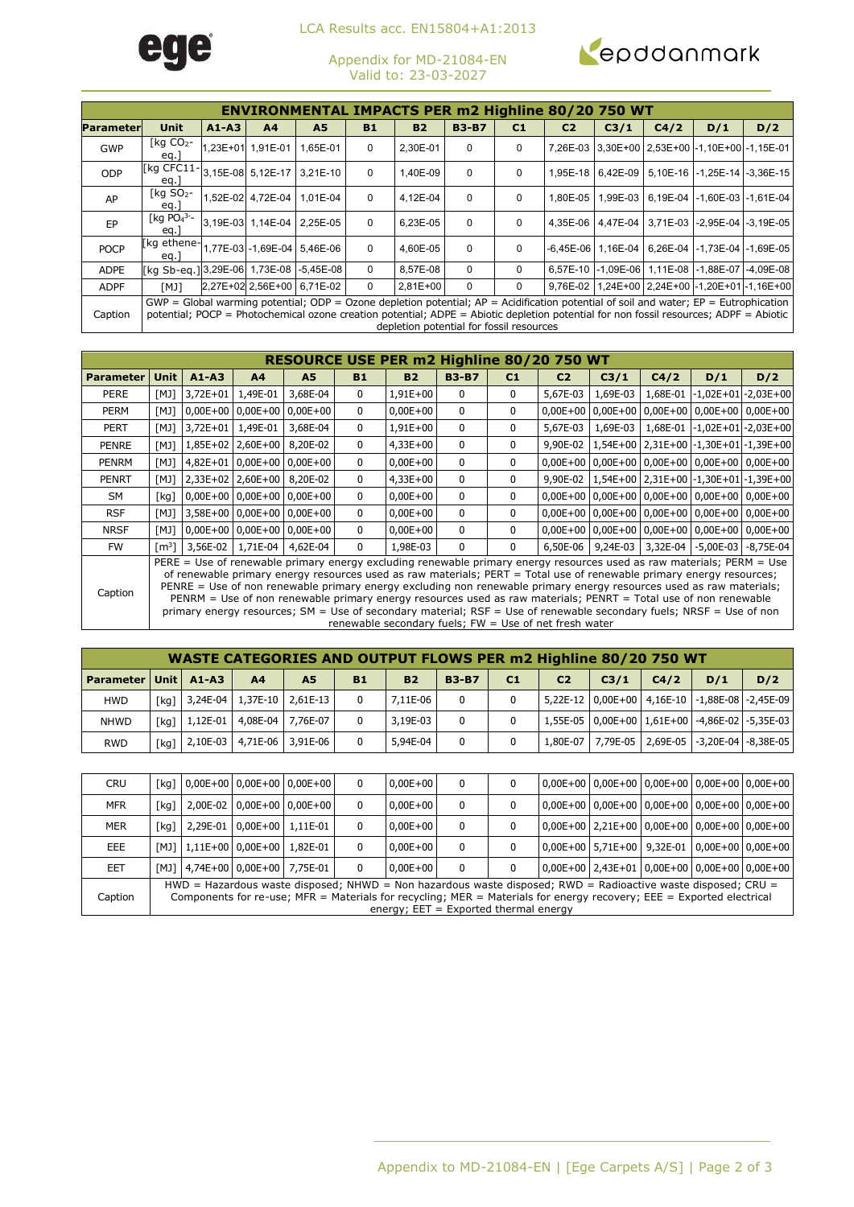LCA Results acc. EN15804+A1:2013

Appendix for MD-21084-EN
Valid to: 23-03-2027

| ENVIRONMENTAL IMPACTS PER m2 Highline 80/20 750 WT | | | | | | | | | | | | | |
|---|---|---|---|---|---|---|---|---|---|---|---|---|---|
| **Parameter** | **Unit** | **A1-A3** | **A4** | **A5** | **B1** | **B2** | **B3-B7** | **C1** | **C2** | **C3/1** | **C4/2** | **D/1** | **D/2** |
| GWP | [kg $CO_2$-eq.] | 1,23E+01 | 1,91E-01 | 1,65E-01 | 0 | 2,30E-01 | 0 | 0 | 7,26E-03 | 3,30E+00 | 2,53E+00 | -1,10E+00 | -1,15E-01 |
| ODP | [kg CFC11-eq.] | 3,15E-08 | 5,12E-17 | 3,21E-10 | 0 | 1,40E-09 | 0 | 0 | 1,95E-18 | 6,42E-09 | 5,10E-16 | -1,25E-14 | -3,36E-15 |
| AP | [kg $SO_2$-eq.] | 1,52E-02 | 4,72E-04 | 1,01E-04 | 0 | 4,12E-04 | 0 | 0 | 1,80E-05 | 1,99E-03 | 6,19E-04 | -1,60E-03 | -1,61E-04 |
| EP | [kg $PO_4^{3-}$-eq.] | 3,19E-03 | 1,14E-04 | 2,25E-05 | 0 | 6,23E-05 | 0 | 0 | 4,35E-06 | 4,47E-04 | 3,71E-03 | -2,95E-04 | -3,19E-05 |
| POCP | [kg ethene-eq.] | 1,77E-03 | -1,69E-04 | 5,46E-06 | 0 | 4,60E-05 | 0 | 0 | -6,45E-06 | 1,16E-04 | 6,26E-04 | -1,73E-04 | -1,69E-05 |
| ADPE | [kg Sb-eq.] | 3,29E-06 | 1,73E-08 | -5,45E-08 | 0 | 8,57E-08 | 0 | 0 | 6,57E-10 | -1,09E-06 | 1,11E-08 | -1,88E-07 | -4,09E-08 |
| ADPF | [MJ] | 2,27E+02 | 2,56E+00 | 6,71E-02 | 0 | 2,81E+00 | 0 | 0 | 9,76E-02 | 1,24E+00 | 2,24E+00 | -1,20E+01 | -1,16E+00 |
| Caption | GWP = Global warming potential; ODP = Ozone depletion potential; AP = Acidification potential of soil and water; EP = Eutrophication potential; POCP = Photochemical ozone creation potential; ADPE = Abiotic depletion potential for non fossil resources; ADPF = Abiotic depletion potential for fossil resources | | | | | | | | | | | | |

| RESOURCE USE PER m2 Highline 80/20 750 WT | | | | | | | | | | | | | |
|---|---|---|---|---|---|---|---|---|---|---|---|---|---|
| **Parameter** | **Unit** | **A1-A3** | **A4** | **A5** | **B1** | **B2** | **B3-B7** | **C1** | **C2** | **C3/1** | **C4/2** | **D/1** | **D/2** |
| PERE | [MJ] | 3,72E+01 | 1,49E-01 | 3,68E-04 | 0 | 1,91E+00 | 0 | 0 | 5,67E-03 | 1,69E-03 | 1,68E-01 | -1,02E+01 | -2,03E+00 |
| PERM | [MJ] | 0,00E+00 | 0,00E+00 | 0,00E+00 | 0 | 0,00E+00 | 0 | 0 | 0,00E+00 | 0,00E+00 | 0,00E+00 | 0,00E+00 | 0,00E+00 |
| PERT | [MJ] | 3,72E+01 | 1,49E-01 | 3,68E-04 | 0 | 1,91E+00 | 0 | 0 | 5,67E-03 | 1,69E-03 | 1,68E-01 | -1,02E+01 | -2,03E+00 |
| PENRE | [MJ] | 1,85E+02 | 2,60E+00 | 8,20E-02 | 0 | 4,33E+00 | 0 | 0 | 9,90E-02 | 1,54E+00 | 2,31E+00 | -1,30E+01 | -1,39E+00 |
| PENRM | [MJ] | 4,82E+01 | 0,00E+00 | 0,00E+00 | 0 | 0,00E+00 | 0 | 0 | 0,00E+00 | 0,00E+00 | 0,00E+00 | 0,00E+00 | 0,00E+00 |
| PENRT | [MJ] | 2,33E+02 | 2,60E+00 | 8,20E-02 | 0 | 4,33E+00 | 0 | 0 | 9,90E-02 | 1,54E+00 | 2,31E+00 | -1,30E+01 | -1,39E+00 |
| SM | [kg] | 0,00E+00 | 0,00E+00 | 0,00E+00 | 0 | 0,00E+00 | 0 | 0 | 0,00E+00 | 0,00E+00 | 0,00E+00 | 0,00E+00 | 0,00E+00 |
| RSF | [MJ] | 3,58E+00 | 0,00E+00 | 0,00E+00 | 0 | 0,00E+00 | 0 | 0 | 0,00E+00 | 0,00E+00 | 0,00E+00 | 0,00E+00 | 0,00E+00 |
| NRSF | [MJ] | 0,00E+00 | 0,00E+00 | 0,00E+00 | 0 | 0,00E+00 | 0 | 0 | 0,00E+00 | 0,00E+00 | 0,00E+00 | 0,00E+00 | 0,00E+00 |
| FW | [$m^3$] | 3,56E-02 | 1,71E-04 | 4,62E-04 | 0 | 1,98E-03 | 0 | 0 | 6,50E-06 | 9,24E-03 | 3,32E-04 | -5,00E-03 | -8,75E-04 |
| Caption | PERE = Use of renewable primary energy excluding renewable primary energy resources used as raw materials; PERM = Use of renewable primary energy resources used as raw materials; PERT = Total use of renewable primary energy resources; PENRE = Use of non renewable primary energy excluding non renewable primary energy resources used as raw materials; PENRM = Use of non renewable primary energy resources used as raw materials; PENRT = Total use of non renewable primary energy resources; SM = Use of secondary material; RSF = Use of renewable secondary fuels; NRSF = Use of non renewable secondary fuels; FW = Use of net fresh water | | | | | | | | | | | | |

| WASTE CATEGORIES AND OUTPUT FLOWS PER m2 Highline 80/20 750 WT | | | | | | | | | | | | | |
|---|---|---|---|---|---|---|---|---|---|---|---|---|---|
| **Parameter** | **Unit** | **A1-A3** | **A4** | **A5** | **B1** | **B2** | **B3-B7** | **C1** | **C2** | **C3/1** | **C4/2** | **D/1** | **D/2** |
| HWD | [kg] | 3,24E-04 | 1,37E-10 | 2,61E-13 | 0 | 7,11E-06 | 0 | 0 | 5,22E-12 | 0,00E+00 | 4,16E-10 | -1,88E-08 | -2,45E-09 |
| NHWD | [kg] | 1,12E-01 | 4,08E-04 | 7,76E-07 | 0 | 3,19E-03 | 0 | 0 | 1,55E-05 | 0,00E+00 | 1,61E+00 | -4,86E-02 | -5,35E-03 |
| RWD | [kg] | 2,10E-03 | 4,71E-06 | 3,91E-06 | 0 | 5,94E-04 | 0 | 0 | 1,80E-07 | 7,79E-05 | 2,69E-05 | -3,20E-04 | -8,38E-05 |
| CRU | [kg] | 0,00E+00 | 0,00E+00 | 0,00E+00 | 0 | 0,00E+00 | 0 | 0 | 0,00E+00 | 0,00E+00 | 0,00E+00 | 0,00E+00 | 0,00E+00 |
| MFR | [kg] | 2,00E-02 | 0,00E+00 | 0,00E+00 | 0 | 0,00E+00 | 0 | 0 | 0,00E+00 | 0,00E+00 | 0,00E+00 | 0,00E+00 | 0,00E+00 |
| MER | [kg] | 2,29E-01 | 0,00E+00 | 1,11E-01 | 0 | 0,00E+00 | 0 | 0 | 0,00E+00 | 2,21E+00 | 0,00E+00 | 0,00E+00 | 0,00E+00 |
| EEE | [MJ] | 1,11E+00 | 0,00E+00 | 1,82E-01 | 0 | 0,00E+00 | 0 | 0 | 0,00E+00 | 5,71E+00 | 9,32E-01 | 0,00E+00 | 0,00E+00 |
| EET | [MJ] | 4,74E+00 | 0,00E+00 | 7,75E-01 | 0 | 0,00E+00 | 0 | 0 | 0,00E+00 | 2,43E+01 | 0,00E+00 | 0,00E+00 | 0,00E+00 |
| Caption | HWD = Hazardous waste disposed; NHWD = Non hazardous waste disposed; RWD = Radioactive waste disposed; CRU = Components for re-use; MFR = Materials for recycling; MER = Materials for energy recovery; EEE = Exported electrical energy; EET = Exported thermal energy | | | | | | | | | | | | |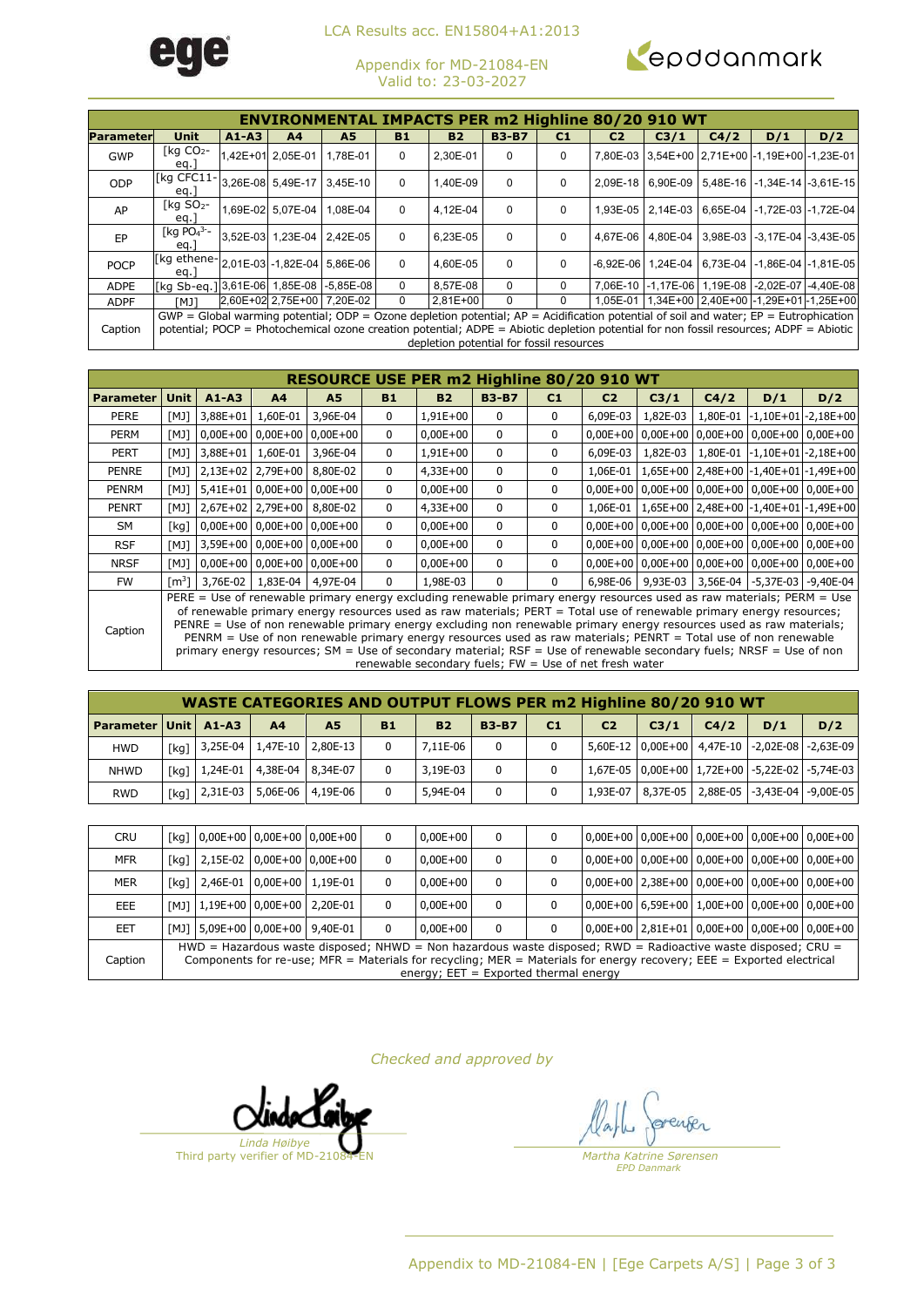LCA Results acc. EN15804+A1:2013

Appendix for MD-21084-EN
Valid to: 23-03-2027

| ENVIRONMENTAL IMPACTS PER m2 Highline 80/20 910 WT | | | | | | | | | | | | | |
|---|---|---|---|---|---|---|---|---|---|---|---|---|---|
| **Parameter** | **Unit** | **A1-A3** | **A4** | **A5** | **B1** | **B2** | **B3-B7** | **C1** | **C2** | **C3/1** | **C4/2** | **D/1** | **D/2** |
| GWP | [kg $CO_2$-eq.] | 1,42E+01 | 2,05E-01 | 1,78E-01 | 0 | 2,30E-01 | 0 | 0 | 7,80E-03 | 3,54E+00 | 2,71E+00 | -1,19E+00 | -1,23E-01 |
| ODP | [kg CFC11-eq.] | 3,26E-08 | 5,49E-17 | 3,45E-10 | 0 | 1,40E-09 | 0 | 0 | 2,09E-18 | 6,90E-09 | 5,48E-16 | -1,34E-14 | -3,61E-15 |
| AP | [kg $SO_2$-eq.] | 1,69E-02 | 5,07E-04 | 1,08E-04 | 0 | 4,12E-04 | 0 | 0 | 1,93E-05 | 2,14E-03 | 6,65E-04 | -1,72E-03 | -1,72E-04 |
| EP | [kg $PO_4^{3-}$-eq.] | 3,52E-03 | 1,23E-04 | 2,42E-05 | 0 | 6,23E-05 | 0 | 0 | 4,67E-06 | 4,80E-04 | 3,98E-03 | -3,17E-04 | -3,43E-05 |
| POCP | [kg ethene-eq.] | 2,01E-03 | -1,82E-04 | 5,86E-06 | 0 | 4,60E-05 | 0 | 0 | -6,92E-06 | 1,24E-04 | 6,73E-04 | -1,86E-04 | -1,81E-05 |
| ADPE | [kg Sb-eq.] | 3,61E-06 | 1,85E-08 | -5,85E-08 | 0 | 8,57E-08 | 0 | 0 | 7,06E-10 | -1,17E-06 | 1,19E-08 | -2,02E-07 | -4,40E-08 |
| ADPF | [MJ] | 2,60E+02 | 2,75E+00 | 7,20E-02 | 0 | 2,81E+00 | 0 | 0 | 1,05E-01 | 1,34E+00 | 2,40E+00 | -1,29E+01 | -1,25E+00 |
| Caption | GWP = Global warming potential; ODP = Ozone depletion potential; AP = Acidification potential of soil and water; EP = Eutrophication potential; POCP = Photochemical ozone creation potential; ADPE = Abiotic depletion potential for non fossil resources; ADPF = Abiotic depletion potential for fossil resources | | | | | | | | | | | | |

| RESOURCE USE PER m2 Highline 80/20 910 WT | | | | | | | | | | | | | |
|---|---|---|---|---|---|---|---|---|---|---|---|---|---|
| **Parameter** | **Unit** | **A1-A3** | **A4** | **A5** | **B1** | **B2** | **B3-B7** | **C1** | **C2** | **C3/1** | **C4/2** | **D/1** | **D/2** |
| PERE | [MJ] | 3,88E+01 | 1,60E-01 | 3,96E-04 | 0 | 1,91E+00 | 0 | 0 | 6,09E-03 | 1,82E-03 | 1,80E-01 | -1,10E+01 | -2,18E+00 |
| PERM | [MJ] | 0,00E+00 | 0,00E+00 | 0,00E+00 | 0 | 0,00E+00 | 0 | 0 | 0,00E+00 | 0,00E+00 | 0,00E+00 | 0,00E+00 | 0,00E+00 |
| PERT | [MJ] | 3,88E+01 | 1,60E-01 | 3,96E-04 | 0 | 1,91E+00 | 0 | 0 | 6,09E-03 | 1,82E-03 | 1,80E-01 | -1,10E+01 | -2,18E+00 |
| PENRE | [MJ] | 2,13E+02 | 2,79E+00 | 8,80E-02 | 0 | 4,33E+00 | 0 | 0 | 1,06E-01 | 1,65E+00 | 2,48E+00 | -1,40E+01 | -1,49E+00 |
| PENRM | [MJ] | 5,41E+01 | 0,00E+00 | 0,00E+00 | 0 | 0,00E+00 | 0 | 0 | 0,00E+00 | 0,00E+00 | 0,00E+00 | 0,00E+00 | 0,00E+00 |
| PENRT | [MJ] | 2,67E+02 | 2,79E+00 | 8,80E-02 | 0 | 4,33E+00 | 0 | 0 | 1,06E-01 | 1,65E+00 | 2,48E+00 | -1,40E+01 | -1,49E+00 |
| SM | [kg] | 0,00E+00 | 0,00E+00 | 0,00E+00 | 0 | 0,00E+00 | 0 | 0 | 0,00E+00 | 0,00E+00 | 0,00E+00 | 0,00E+00 | 0,00E+00 |
| RSF | [MJ] | 3,59E+00 | 0,00E+00 | 0,00E+00 | 0 | 0,00E+00 | 0 | 0 | 0,00E+00 | 0,00E+00 | 0,00E+00 | 0,00E+00 | 0,00E+00 |
| NRSF | [MJ] | 0,00E+00 | 0,00E+00 | 0,00E+00 | 0 | 0,00E+00 | 0 | 0 | 0,00E+00 | 0,00E+00 | 0,00E+00 | 0,00E+00 | 0,00E+00 |
| FW | [$m^3$] | 3,76E-02 | 1,83E-04 | 4,97E-04 | 0 | 1,98E-03 | 0 | 0 | 6,98E-06 | 9,93E-03 | 3,56E-04 | -5,37E-03 | -9,40E-04 |
| Caption | PERE = Use of renewable primary energy excluding renewable primary energy resources used as raw materials; PERM = Use of renewable primary energy resources used as raw materials; PERT = Total use of renewable primary energy resources; PENRE = Use of non renewable primary energy excluding non renewable primary energy resources used as raw materials; PENRM = Use of non renewable primary energy resources used as raw materials; PENRT = Total use of non renewable primary energy resources; SM = Use of secondary material; RSF = Use of renewable secondary fuels; NRSF = Use of non renewable secondary fuels; FW = Use of net fresh water | | | | | | | | | | | | |

| WASTE CATEGORIES AND OUTPUT FLOWS PER m2 Highline 80/20 910 WT | | | | | | | | | | | | | |
|---|---|---|---|---|---|---|---|---|---|---|---|---|---|
| **Parameter** | **Unit** | **A1-A3** | **A4** | **A5** | **B1** | **B2** | **B3-B7** | **C1** | **C2** | **C3/1** | **C4/2** | **D/1** | **D/2** |
| HWD | [kg] | 3,25E-04 | 1,47E-10 | 2,80E-13 | 0 | 7,11E-06 | 0 | 0 | 5,60E-12 | 0,00E+00 | 4,47E-10 | -2,02E-08 | -2,63E-09 |
| NHWD | [kg] | 1,24E-01 | 4,38E-04 | 8,34E-07 | 0 | 3,19E-03 | 0 | 0 | 1,67E-05 | 0,00E+00 | 1,72E+00 | -5,22E-02 | -5,74E-03 |
| RWD | [kg] | 2,31E-03 | 5,06E-06 | 4,19E-06 | 0 | 5,94E-04 | 0 | 0 | 1,93E-07 | 8,37E-05 | 2,88E-05 | -3,43E-04 | -9,00E-05 |
| CRU | [kg] | 0,00E+00 | 0,00E+00 | 0,00E+00 | 0 | 0,00E+00 | 0 | 0 | 0,00E+00 | 0,00E+00 | 0,00E+00 | 0,00E+00 | 0,00E+00 |
| MFR | [kg] | 2,15E-02 | 0,00E+00 | 0,00E+00 | 0 | 0,00E+00 | 0 | 0 | 0,00E+00 | 0,00E+00 | 0,00E+00 | 0,00E+00 | 0,00E+00 |
| MER | [kg] | 2,46E-01 | 0,00E+00 | 1,19E-01 | 0 | 0,00E+00 | 0 | 0 | 0,00E+00 | 2,38E+00 | 0,00E+00 | 0,00E+00 | 0,00E+00 |
| EEE | [MJ] | 1,19E+00 | 0,00E+00 | 2,20E-01 | 0 | 0,00E+00 | 0 | 0 | 0,00E+00 | 6,59E+00 | 1,00E+00 | 0,00E+00 | 0,00E+00 |
| EET | [MJ] | 5,09E+00 | 0,00E+00 | 9,40E-01 | 0 | 0,00E+00 | 0 | 0 | 0,00E+00 | 2,81E+01 | 0,00E+00 | 0,00E+00 | 0,00E+00 |
| Caption | HWD = Hazardous waste disposed; NHWD = Non hazardous waste disposed; RWD = Radioactive waste disposed; CRU = Components for re-use; MFR = Materials for recycling; MER = Materials for energy recovery; EEE = Exported electrical energy; EET = Exported thermal energy | | | | | | | | | | | | |

*Checked and approved by*

*Linda Høibye*
Third party verifier of MD-21084-EN

*Martha Katrine Sørensen*
*EPD Danmark*